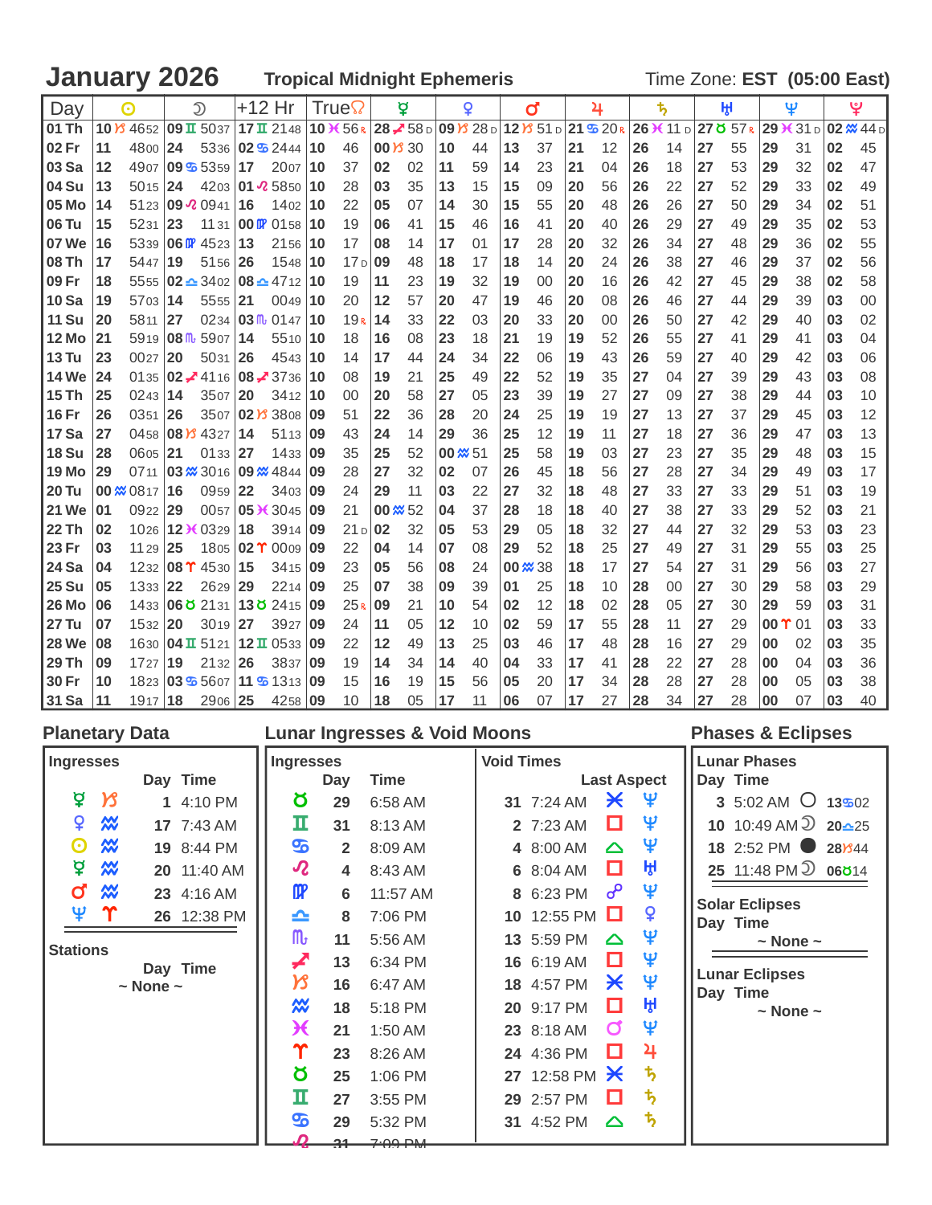# January 2026 — Tropical Midnight Ephemeris

Time Zone: **EST (05:00 East)**

| Day | ☉ | ☽ | +12 Hr | True☊ | ☿ | ♀ | ♂ | ♃ | ♄ | ♅ | ♆ | ♇ |
|---|---|---|---|---|---|---|---|---|---|---|---|---|
| 01 Th | 10 ♑ 46 52 | 09 ♊ 50 37 | 17 ♊ 21 48 | 10 ♓ 56 R | 28 ♐ 58 D | 09 ♑ 28 D | 12 ♑ 51 D | 21 ♋ 20 R | 26 ♓ 11 D | 27 ♉ 57 R | 29 ♓ 31 D | 02 ♒ 44 D |
| 02 Fr | 11 48 00 | 24 53 36 | 02 ♋ 24 44 | 10 46 | 00 ♑ 30 | 10 44 | 13 37 | 21 12 | 26 14 | 27 55 | 29 31 | 02 45 |
| 03 Sa | 12 49 07 | 09 ♋ 53 59 | 17 20 07 | 10 37 | 02 02 | 11 59 | 14 23 | 21 04 | 26 18 | 27 53 | 29 32 | 02 47 |
| 04 Su | 13 50 15 | 24 42 03 | 01 ♌ 58 50 | 10 28 | 03 35 | 13 15 | 15 09 | 20 56 | 26 22 | 27 52 | 29 33 | 02 49 |
| 05 Mo | 14 51 23 | 09 ♌ 09 41 | 16 14 02 | 10 22 | 05 07 | 14 30 | 15 55 | 20 48 | 26 26 | 27 50 | 29 34 | 02 51 |
| 06 Tu | 15 52 31 | 23 11 31 | 00 ♍ 01 58 | 10 19 | 06 41 | 15 46 | 16 41 | 20 40 | 26 29 | 27 49 | 29 35 | 02 53 |
| 07 We | 16 53 39 | 06 ♍ 45 23 | 13 21 56 | 10 17 | 08 14 | 17 01 | 17 28 | 20 32 | 26 34 | 27 48 | 29 36 | 02 55 |
| 08 Th | 17 54 47 | 19 51 56 | 26 15 48 | 10 17 D | 09 48 | 18 17 | 18 14 | 20 24 | 26 38 | 27 46 | 29 37 | 02 56 |
| 09 Fr | 18 55 55 | 02 ♎ 34 02 | 08 ♎ 47 12 | 10 19 | 11 23 | 19 32 | 19 00 | 20 16 | 26 42 | 27 45 | 29 38 | 02 58 |
| 10 Sa | 19 57 03 | 14 55 55 | 21 00 49 | 10 20 | 12 57 | 20 47 | 19 46 | 20 08 | 26 46 | 27 44 | 29 39 | 03 00 |
| 11 Su | 20 58 11 | 27 02 34 | 03 ♏ 01 47 | 10 19 R | 14 33 | 22 03 | 20 33 | 20 00 | 26 50 | 27 42 | 29 40 | 03 02 |
| 12 Mo | 21 59 19 | 08 ♏ 59 07 | 14 55 10 | 10 18 | 16 08 | 23 18 | 21 19 | 19 52 | 26 55 | 27 41 | 29 41 | 03 04 |
| 13 Tu | 23 00 27 | 20 50 31 | 26 45 43 | 10 14 | 17 44 | 24 34 | 22 06 | 19 43 | 26 59 | 27 40 | 29 42 | 03 06 |
| 14 We | 24 01 35 | 02 ♐ 41 16 | 08 ♐ 37 36 | 10 08 | 19 21 | 25 49 | 22 52 | 19 35 | 27 04 | 27 39 | 29 43 | 03 08 |
| 15 Th | 25 02 43 | 14 35 07 | 20 34 12 | 10 00 | 20 58 | 27 05 | 23 39 | 19 27 | 27 09 | 27 38 | 29 44 | 03 10 |
| 16 Fr | 26 03 51 | 26 35 07 | 02 ♑ 38 08 | 09 51 | 22 36 | 28 20 | 24 25 | 19 19 | 27 13 | 27 37 | 29 45 | 03 12 |
| 17 Sa | 27 04 58 | 08 ♑ 43 27 | 14 51 13 | 09 43 | 24 14 | 29 36 | 25 12 | 19 11 | 27 18 | 27 36 | 29 47 | 03 13 |
| 18 Su | 28 06 05 | 21 01 33 | 27 14 33 | 09 35 | 25 52 | 00 ♒ 51 | 25 58 | 19 03 | 27 23 | 27 35 | 29 48 | 03 15 |
| 19 Mo | 29 07 11 | 03 ♒ 30 16 | 09 ♒ 48 44 | 09 28 | 27 32 | 02 07 | 26 45 | 18 56 | 27 28 | 27 34 | 29 49 | 03 17 |
| 20 Tu | 00 ♒ 08 17 | 16 09 59 | 22 34 03 | 09 24 | 29 11 | 03 22 | 27 32 | 18 48 | 27 33 | 27 33 | 29 51 | 03 19 |
| 21 We | 01 09 22 | 29 00 57 | 05 ♓ 30 45 | 09 21 | 00 ♒ 52 | 04 37 | 28 18 | 18 40 | 27 38 | 27 33 | 29 52 | 03 21 |
| 22 Th | 02 10 26 | 12 ♓ 03 29 | 18 39 14 | 09 21 D | 02 32 | 05 53 | 29 05 | 18 32 | 27 44 | 27 32 | 29 53 | 03 23 |
| 23 Fr | 03 11 29 | 25 18 05 | 02 ♈ 00 09 | 09 22 | 04 14 | 07 08 | 29 52 | 18 25 | 27 49 | 27 31 | 29 55 | 03 25 |
| 24 Sa | 04 12 32 | 08 ♈ 45 30 | 15 34 15 | 09 23 | 05 56 | 08 24 | 00 ♒ 38 | 18 17 | 27 54 | 27 31 | 29 56 | 03 27 |
| 25 Su | 05 13 33 | 22 26 29 | 29 22 14 | 09 25 | 07 38 | 09 39 | 01 25 | 18 10 | 28 00 | 27 30 | 29 58 | 03 29 |
| 26 Mo | 06 14 33 | 06 ♉ 21 31 | 13 ♉ 24 15 | 09 25 R | 09 21 | 10 54 | 02 12 | 18 02 | 28 05 | 27 30 | 29 59 | 03 31 |
| 27 Tu | 07 15 32 | 20 30 19 | 27 39 27 | 09 24 | 11 05 | 12 10 | 02 59 | 17 55 | 28 11 | 27 29 | 00 ♈ 01 | 03 33 |
| 28 We | 08 16 30 | 04 ♊ 51 21 | 12 ♊ 05 33 | 09 22 | 12 49 | 13 25 | 03 46 | 17 48 | 28 16 | 27 29 | 00 02 | 03 35 |
| 29 Th | 09 17 27 | 19 21 32 | 26 38 37 | 09 19 | 14 34 | 14 40 | 04 33 | 17 41 | 28 22 | 27 28 | 00 04 | 03 36 |
| 30 Fr | 10 18 23 | 03 ♋ 56 07 | 11 ♋ 13 13 | 09 15 | 16 19 | 15 56 | 05 20 | 17 34 | 28 28 | 27 28 | 00 05 | 03 38 |
| 31 Sa | 11 19 17 | 18 29 06 | 25 42 58 | 09 10 | 18 05 | 17 11 | 06 07 | 17 27 | 28 34 | 27 28 | 00 07 | 03 40 |

## Planetary Data

### Ingresses

| | | Day | Time |
|---|---|---|---|
| ☿ | ♑ | 1 | 4:10 PM |
| ♀ | ♒ | 17 | 7:43 AM |
| ☉ | ♒ | 19 | 8:44 PM |
| ☿ | ♒ | 20 | 11:40 AM |
| ♂ | ♒ | 23 | 4:16 AM |
| ♆ | ♈ | 26 | 12:38 PM |

### Stations

Day Time

~ None ~

## Lunar Ingresses & Void Moons

| Ingresses | Day | Time | Void Times | | Last Aspect | |
|---|---|---|---|---|---|---|
| ♉ | 29 | 6:58 AM | 31 | 7:24 AM | ⚹ | ♆ |
| ♊ | 31 | 8:13 AM | 2 | 7:23 AM | □ | ♆ |
| ♋ | 2 | 8:09 AM | 4 | 8:00 AM | △ | ♆ |
| ♌ | 4 | 8:43 AM | 6 | 8:04 AM | □ | ♅ |
| ♍ | 6 | 11:57 AM | 8 | 6:23 PM | ☍ | ♆ |
| ♎ | 8 | 7:06 PM | 10 | 12:55 PM | □ | ♀ |
| ♏ | 11 | 5:56 AM | 13 | 5:59 PM | △ | ♆ |
| ♐ | 13 | 6:34 PM | 16 | 6:19 AM | □ | ♆ |
| ♑ | 16 | 6:47 AM | 18 | 4:57 PM | ⚹ | ♆ |
| ♒ | 18 | 5:18 PM | 20 | 9:17 PM | □ | ♅ |
| ♓ | 21 | 1:50 AM | 23 | 8:18 AM | ☌ | ♆ |
| ♈ | 23 | 8:26 AM | 24 | 4:36 PM | □ | ♃ |
| ♉ | 25 | 1:06 PM | 27 | 12:58 PM | ⚹ | ♄ |
| ♊ | 27 | 3:55 PM | 29 | 2:57 PM | □ | ♄ |
| ♋ | 29 | 5:32 PM | 31 | 4:52 PM | △ | ♄ |
| ♌ | 31 | 7:09 PM | | | | |

## Phases & Eclipses

### Lunar Phases

| Day | Time | Phase | Position |
|---|---|---|---|
| 3 | 5:02 AM | ○ | 13 ♋ 02 |
| 10 | 10:49 AM | ☽ | 20 ♎ 25 |
| 18 | 2:52 PM | ● | 28 ♑ 44 |
| 25 | 11:48 PM | ☽ | 06 ♉ 14 |

### Solar Eclipses

Day Time

~ None ~

### Lunar Eclipses

Day Time

~ None ~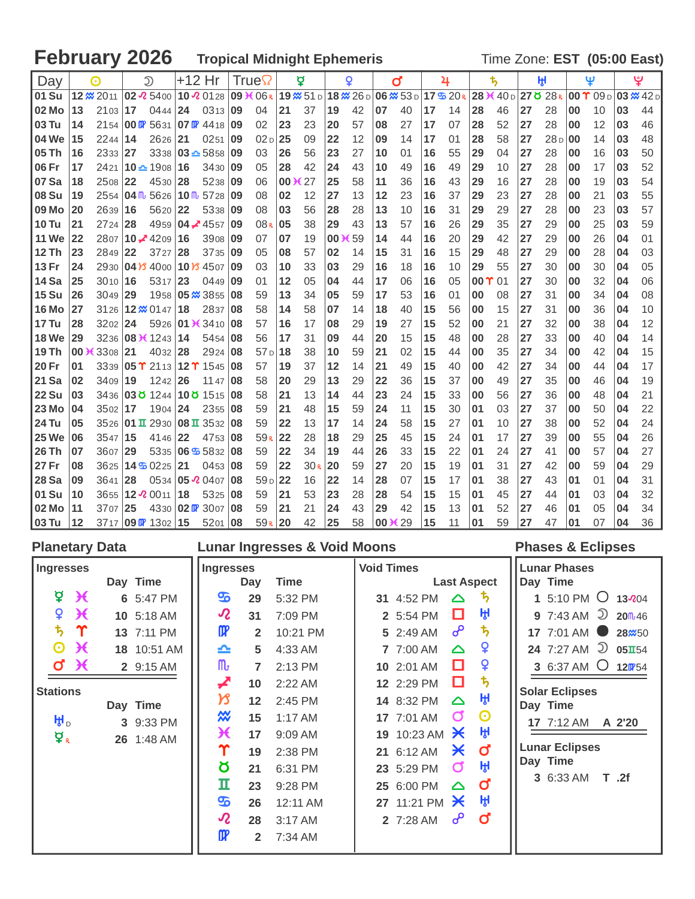# February 2026 Tropical Midnight Ephemeris

Time Zone: EST (05:00 East)

| Day | ☉ | ☽ | +12 Hr | True☊ | ☿ | ♀ | ♂ | ♃ | ♄ | ♅ | ♆ | ♇ |
|---|---|---|---|---|---|---|---|---|---|---|---|---|
| 01 Su | 12 ♒ 20 11 | 02 ♌ 54 00 | 10 ♌ 01 28 | 09 ♓ 06 R | 19 ♒ 51 D | 18 ♒ 26 D | 06 ♒ 53 D | 17 ♋ 20 R | 28 ♓ 40 D | 27 ♉ 28 R | 00 ♈ 09 D | 03 ♒ 42 D |
| 02 Mo | 13 21 03 | 17 04 44 | 24 03 13 | 09 04 | 21 37 | 19 42 | 07 40 | 17 14 | 28 46 | 27 28 | 00 10 | 03 44 |
| 03 Tu | 14 21 54 | 00 ♍ 56 31 | 07 ♍ 44 18 | 09 02 | 23 23 | 20 57 | 08 27 | 17 07 | 28 52 | 27 28 | 00 12 | 03 46 |
| 04 We | 15 22 44 | 14 26 26 | 21 02 51 | 09 02 D | 25 09 | 22 12 | 09 14 | 17 01 | 28 58 | 27 28 D | 00 14 | 03 48 |
| 05 Th | 16 23 33 | 27 33 38 | 03 ♎ 58 58 | 09 03 | 26 56 | 23 27 | 10 01 | 16 55 | 29 04 | 27 28 | 00 16 | 03 50 |
| 06 Fr | 17 24 21 | 10 ♎ 19 08 | 16 34 30 | 09 05 | 28 42 | 24 43 | 10 49 | 16 49 | 29 10 | 27 28 | 00 17 | 03 52 |
| 07 Sa | 18 25 08 | 22 45 30 | 28 52 38 | 09 06 | 00 ♓ 27 | 25 58 | 11 36 | 16 43 | 29 16 | 27 28 | 00 19 | 03 54 |
| 08 Su | 19 25 54 | 04 ♏ 56 26 | 10 ♏ 57 28 | 09 08 | 02 12 | 27 13 | 12 23 | 16 37 | 29 23 | 27 28 | 00 21 | 03 55 |
| 09 Mo | 20 26 39 | 16 56 20 | 22 53 38 | 09 08 | 03 56 | 28 28 | 13 10 | 16 31 | 29 29 | 27 28 | 00 23 | 03 57 |
| 10 Tu | 21 27 24 | 28 49 59 | 04 ♐ 45 57 | 09 08 R | 05 38 | 29 43 | 13 57 | 16 26 | 29 35 | 27 29 | 00 25 | 03 59 |
| 11 We | 22 28 07 | 10 ♐ 42 09 | 16 39 09 | 09 07 | 07 19 | 00 ♓ 59 | 14 44 | 16 20 | 29 42 | 27 29 | 00 26 | 04 01 |
| 12 Th | 23 28 49 | 22 37 27 | 28 37 35 | 09 05 | 08 57 | 02 14 | 15 31 | 16 15 | 29 48 | 27 29 | 00 28 | 04 03 |
| 13 Fr | 24 29 30 | 04 ♑ 40 00 | 10 ♑ 45 07 | 09 03 | 10 33 | 03 29 | 16 18 | 16 10 | 29 55 | 27 30 | 00 30 | 04 05 |
| 14 Sa | 25 30 10 | 16 53 17 | 23 04 49 | 09 01 | 12 05 | 04 44 | 17 06 | 16 05 | 00 ♈ 01 | 27 30 | 00 32 | 04 06 |
| 15 Su | 26 30 49 | 29 19 58 | 05 ♒ 38 55 | 08 59 | 13 34 | 05 59 | 17 53 | 16 01 | 00 08 | 27 31 | 00 34 | 04 08 |
| 16 Mo | 27 31 26 | 12 ♒ 01 47 | 18 28 37 | 08 58 | 14 58 | 07 14 | 18 40 | 15 56 | 00 15 | 27 31 | 00 36 | 04 10 |
| 17 Tu | 28 32 02 | 24 59 26 | 01 ♓ 34 10 | 08 57 | 16 17 | 08 29 | 19 27 | 15 52 | 00 21 | 27 32 | 00 38 | 04 12 |
| 18 We | 29 32 36 | 08 ♓ 12 43 | 14 54 54 | 08 56 | 17 31 | 09 44 | 20 15 | 15 48 | 00 28 | 27 33 | 00 40 | 04 14 |
| 19 Th | 00 ♓ 33 08 | 21 40 32 | 28 29 24 | 08 57 D | 18 38 | 10 59 | 21 02 | 15 44 | 00 35 | 27 34 | 00 42 | 04 15 |
| 20 Fr | 01 33 39 | 05 ♈ 21 13 | 12 ♈ 15 45 | 08 57 | 19 37 | 12 14 | 21 49 | 15 40 | 00 42 | 27 34 | 00 44 | 04 17 |
| 21 Sa | 02 34 09 | 19 12 42 | 26 11 47 | 08 58 | 20 29 | 13 29 | 22 36 | 15 37 | 00 49 | 27 35 | 00 46 | 04 19 |
| 22 Su | 03 34 36 | 03 ♉ 12 44 | 10 ♉ 15 15 | 08 58 | 21 13 | 14 44 | 23 24 | 15 33 | 00 56 | 27 36 | 00 48 | 04 21 |
| 23 Mo | 04 35 02 | 17 19 04 | 24 23 55 | 08 59 | 21 48 | 15 59 | 24 11 | 15 30 | 01 03 | 27 37 | 00 50 | 04 22 |
| 24 Tu | 05 35 26 | 01 ♊ 29 30 | 08 ♊ 35 32 | 08 59 | 22 13 | 17 14 | 24 58 | 15 27 | 01 10 | 27 38 | 00 52 | 04 24 |
| 25 We | 06 35 47 | 15 41 46 | 22 47 53 | 08 59 R | 22 28 | 18 29 | 25 45 | 15 24 | 01 17 | 27 39 | 00 55 | 04 26 |
| 26 Th | 07 36 07 | 29 53 35 | 06 ♋ 58 32 | 08 59 | 22 34 | 19 44 | 26 33 | 15 22 | 01 24 | 27 41 | 00 57 | 04 27 |
| 27 Fr | 08 36 25 | 14 ♋ 02 25 | 21 04 53 | 08 59 | 22 30 R | 20 59 | 27 20 | 15 19 | 01 31 | 27 42 | 00 59 | 04 29 |
| 28 Sa | 09 36 41 | 28 05 34 | 05 ♌ 04 07 | 08 59 D | 22 16 | 22 14 | 28 07 | 15 17 | 01 38 | 27 43 | 01 01 | 04 31 |
| 01 Su | 10 36 55 | 12 ♌ 00 11 | 18 53 25 | 08 59 | 21 53 | 23 28 | 28 54 | 15 15 | 01 45 | 27 44 | 01 03 | 04 32 |
| 02 Mo | 11 37 07 | 25 43 30 | 02 ♍ 30 07 | 08 59 | 21 21 | 24 43 | 29 42 | 15 13 | 01 52 | 27 46 | 01 05 | 04 34 |
| 03 Tu | 12 37 17 | 09 ♍ 13 02 | 15 52 01 | 08 59 R | 20 42 | 25 58 | 00 ♓ 29 | 15 11 | 01 59 | 27 47 | 01 07 | 04 36 |

## Planetary Data

### Ingresses

| | Day | Time |
|---|---|---|
| ☿ ♓ | 6 | 5:47 PM |
| ♀ ♓ | 10 | 5:18 AM |
| ♄ ♈ | 13 | 7:11 PM |
| ☉ ♓ | 18 | 10:51 AM |
| ♂ ♓ | 2 | 9:15 AM |

### Stations

| | Day | Time |
|---|---|---|
| ♅ D | 3 | 9:33 PM |
| ☿ R | 26 | 1:48 AM |

## Lunar Ingresses & Void Moons

| Ingresses | Day | Time | Void Times | | Last Aspect |
|---|---|---|---|---|---|
| ♋ | 29 | 5:32 PM | 31 | 4:52 PM | △ ♄ |
| ♌ | 31 | 7:09 PM | 2 | 5:54 PM | □ ♅ |
| ♍ | 2 | 10:21 PM | 5 | 2:49 AM | ☍ ♄ |
| ♎ | 5 | 4:33 AM | 7 | 7:00 AM | △ ♀ |
| ♏ | 7 | 2:13 PM | 10 | 2:01 AM | □ ♀ |
| ♐ | 10 | 2:22 AM | 12 | 2:29 PM | □ ♄ |
| ♑ | 12 | 2:45 PM | 14 | 8:32 PM | △ ♅ |
| ♒ | 15 | 1:17 AM | 17 | 7:01 AM | ☌ ☉ |
| ♓ | 17 | 9:09 AM | 19 | 10:23 AM | ⚹ ♅ |
| ♈ | 19 | 2:38 PM | 21 | 6:12 AM | ⚹ ♂ |
| ♉ | 21 | 6:31 PM | 23 | 5:29 PM | ☌ ♅ |
| ♊ | 23 | 9:28 PM | 25 | 6:00 PM | △ ♂ |
| ♋ | 26 | 12:11 AM | 27 | 11:21 PM | ⚹ ♅ |
| ♌ | 28 | 3:17 AM | 2 | 7:28 AM | ☍ ♂ |
| ♍ | 2 | 7:34 AM | | | |

## Phases & Eclipses

### Lunar Phases

| Day | Time | Phase | Position |
|---|---|---|---|
| 1 | 5:10 PM | ○ | 13 ♌ 04 |
| 9 | 7:43 AM | ☽ | 20 ♏ 46 |
| 17 | 7:01 AM | ● | 28 ♒ 50 |
| 24 | 7:27 AM | ☽ | 05 ♊ 54 |
| 3 | 6:37 AM | ○ | 12 ♍ 54 |

### Solar Eclipses

| Day | Time | |
|---|---|---|
| 17 | 7:12 AM | A 2'20 |

### Lunar Eclipses

| Day | Time | |
|---|---|---|
| 3 | 6:33 AM | T .2f |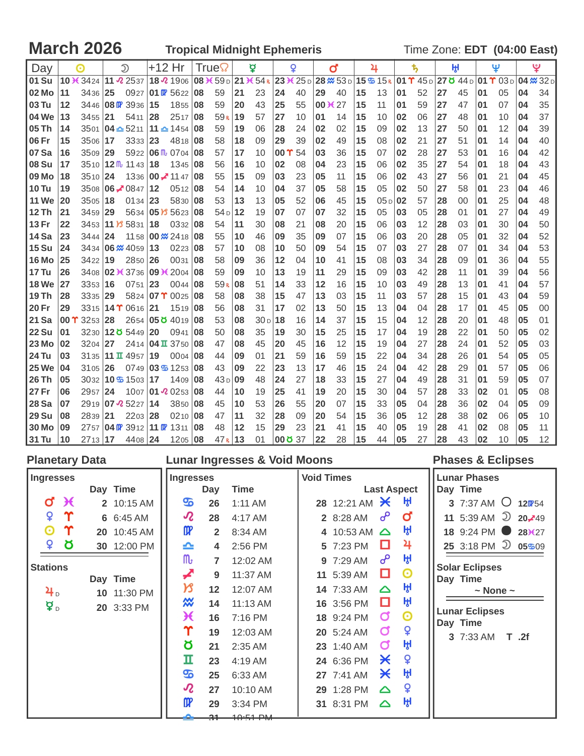# March 2026 — Tropical Midnight Ephemeris

Time Zone: **EDT (04:00 East)**

| Day | ☉ | ☽ | +12 Hr | True☊ | ☿ | ♀ | ♂ | ♃ | ♄ | ♅ | ♆ | ♇ |
|---|---|---|---|---|---|---|---|---|---|---|---|---|
| 01 Su | 10 ♓ 34 24 | 11 ♌ 25 37 | 18 ♌ 19 06 | 08 ♓ 59 D | 21 ♓ 54 R | 23 ♓ 25 D | 28 ♒ 53 D | 15 ♋ 15 R | 01 ♈ 45 D | 27 ♉ 44 D | 01 ♈ 03 D | 04 ♒ 32 D |
| 02 Mo | 11 34 36 | 25 09 27 | 01 ♍ 56 22 | 08 59 | 21 23 | 24 40 | 29 40 | 15 13 | 01 52 | 27 45 | 01 05 | 04 34 |
| 03 Tu | 12 34 46 | 08 ♍ 39 36 | 15 18 55 | 08 59 | 20 43 | 25 55 | 00 ♓ 27 | 15 11 | 01 59 | 27 47 | 01 07 | 04 35 |
| 04 We | 13 34 55 | 21 54 11 | 28 25 17 | 08 59 R | 19 57 | 27 10 | 01 14 | 15 10 | 02 06 | 27 48 | 01 10 | 04 37 |
| 05 Th | 14 35 01 | 04 ♎ 52 11 | 11 ♎ 14 54 | 08 59 | 19 06 | 28 24 | 02 02 | 15 09 | 02 13 | 27 50 | 01 12 | 04 39 |
| 06 Fr | 15 35 06 | 17 33 33 | 23 48 18 | 08 58 | 18 09 | 29 39 | 02 49 | 15 08 | 02 21 | 27 51 | 01 14 | 04 40 |
| 07 Sa | 16 35 09 | 29 59 22 | 06 ♏ 07 04 | 08 57 | 17 10 | 00 ♈ 54 | 03 36 | 15 07 | 02 28 | 27 53 | 01 16 | 04 42 |
| 08 Su | 17 35 10 | 12 ♏ 11 43 | 18 13 45 | 08 56 | 16 10 | 02 08 | 04 23 | 15 06 | 02 35 | 27 54 | 01 18 | 04 43 |
| 09 Mo | 18 35 10 | 24 13 36 | 00 ♐ 11 47 | 08 55 | 15 09 | 03 23 | 05 11 | 15 06 | 02 43 | 27 56 | 01 21 | 04 45 |
| 10 Tu | 19 35 08 | 06 ♐ 08 47 | 12 05 12 | 08 54 | 14 10 | 04 37 | 05 58 | 15 05 | 02 50 | 27 58 | 01 23 | 04 46 |
| 11 We | 20 35 05 | 18 01 34 | 23 58 30 | 08 53 | 13 13 | 05 52 | 06 45 | 15 05 D | 02 57 | 28 00 | 01 25 | 04 48 |
| 12 Th | 21 34 59 | 29 56 34 | 05 ♑ 56 23 | 08 54 D | 12 19 | 07 07 | 07 32 | 15 05 | 03 05 | 28 01 | 01 27 | 04 49 |
| 13 Fr | 22 34 53 | 11 ♑ 58 31 | 18 03 32 | 08 54 | 11 30 | 08 21 | 08 20 | 15 06 | 03 12 | 28 03 | 01 30 | 04 50 |
| 14 Sa | 23 34 44 | 24 11 58 | 00 ♒ 24 18 | 08 55 | 10 46 | 09 35 | 09 07 | 15 06 | 03 20 | 28 05 | 01 32 | 04 52 |
| 15 Su | 24 34 34 | 06 ♒ 40 59 | 13 02 23 | 08 57 | 10 08 | 10 50 | 09 54 | 15 07 | 03 27 | 28 07 | 01 34 | 04 53 |
| 16 Mo | 25 34 22 | 19 28 50 | 26 00 31 | 08 58 | 09 36 | 12 04 | 10 41 | 15 08 | 03 34 | 28 09 | 01 36 | 04 55 |
| 17 Tu | 26 34 08 | 02 ♓ 37 36 | 09 ♓ 20 04 | 08 59 | 09 10 | 13 19 | 11 29 | 15 09 | 03 42 | 28 11 | 01 39 | 04 56 |
| 18 We | 27 33 53 | 16 07 51 | 23 00 44 | 08 59 R | 08 51 | 14 33 | 12 16 | 15 10 | 03 49 | 28 13 | 01 41 | 04 57 |
| 19 Th | 28 33 35 | 29 58 24 | 07 ♈ 00 25 | 08 58 | 08 38 | 15 47 | 13 03 | 15 11 | 03 57 | 28 15 | 01 43 | 04 59 |
| 20 Fr | 29 33 15 | 14 ♈ 06 16 | 21 15 19 | 08 56 | 08 31 | 17 02 | 13 50 | 15 13 | 04 04 | 28 17 | 01 45 | 05 00 |
| 21 Sa | 00 ♈ 32 53 | 28 26 54 | 05 ♉ 40 19 | 08 53 | 08 30 D | 18 16 | 14 37 | 15 15 | 04 12 | 28 20 | 01 48 | 05 01 |
| 22 Su | 01 32 30 | 12 ♉ 54 49 | 20 09 41 | 08 50 | 08 35 | 19 30 | 15 25 | 15 17 | 04 19 | 28 22 | 01 50 | 05 02 |
| 23 Mo | 02 32 04 | 27 24 14 | 04 ♊ 37 50 | 08 47 | 08 45 | 20 45 | 16 12 | 15 19 | 04 27 | 28 24 | 01 52 | 05 03 |
| 24 Tu | 03 31 35 | 11 ♊ 49 57 | 19 00 04 | 08 44 | 09 01 | 21 59 | 16 59 | 15 22 | 04 34 | 28 26 | 01 54 | 05 05 |
| 25 We | 04 31 05 | 26 07 49 | 03 ♋ 12 53 | 08 43 | 09 22 | 23 13 | 17 46 | 15 24 | 04 42 | 28 29 | 01 57 | 05 06 |
| 26 Th | 05 30 32 | 10 ♋ 15 03 | 17 14 09 | 08 43 D | 09 48 | 24 27 | 18 33 | 15 27 | 04 49 | 28 31 | 01 59 | 05 07 |
| 27 Fr | 06 29 57 | 24 10 07 | 01 ♌ 02 53 | 08 44 | 10 19 | 25 41 | 19 20 | 15 30 | 04 57 | 28 33 | 02 01 | 05 08 |
| 28 Sa | 07 29 19 | 07 ♌ 52 27 | 14 38 50 | 08 45 | 10 53 | 26 55 | 20 07 | 15 33 | 05 04 | 28 36 | 02 04 | 05 09 |
| 29 Su | 08 28 39 | 21 22 03 | 28 02 10 | 08 47 | 11 32 | 28 09 | 20 54 | 15 36 | 05 12 | 28 38 | 02 06 | 05 10 |
| 30 Mo | 09 27 57 | 04 ♍ 39 12 | 11 ♍ 13 11 | 08 48 | 12 15 | 29 23 | 21 41 | 15 40 | 05 19 | 28 41 | 02 08 | 05 11 |
| 31 Tu | 10 27 13 | 17 44 08 | 24 12 05 | 08 47 R | 13 01 | 00 ♉ 37 | 22 28 | 15 44 | 05 27 | 28 43 | 02 10 | 05 12 |

## Planetary Data

### Ingresses

| | | Day | Time |
|---|---|---|---|
| ♂ | ♓ | 2 | 10:15 AM |
| ♀ | ♈ | 6 | 6:45 AM |
| ☉ | ♈ | 20 | 10:45 AM |
| ♀ | ♉ | 30 | 12:00 PM |

### Stations

| | Day | Time |
|---|---|---|
| ♃ D | 10 | 11:30 PM |
| ☿ D | 20 | 3:33 PM |

## Lunar Ingresses & Void Moons

| Ingresses | Day | Time | Void Times | Last Aspect | |
|---|---|---|---|---|---|
| ♋ | 26 | 1:11 AM | 28 12:21 AM | ⚹ | ♅ |
| ♌ | 28 | 4:17 AM | 2 8:28 AM | ☍ | ♂ |
| ♍ | 2 | 8:34 AM | 4 10:53 AM | △ | ♅ |
| ♎ | 4 | 2:56 PM | 5 7:23 PM | □ | ♃ |
| ♏ | 7 | 12:02 AM | 9 7:29 AM | ☍ | ♅ |
| ♐ | 9 | 11:37 AM | 11 5:39 AM | □ | ☉ |
| ♑ | 12 | 12:07 AM | 14 7:33 AM | △ | ♅ |
| ♒ | 14 | 11:13 AM | 16 3:56 PM | □ | ♅ |
| ♓ | 16 | 7:16 PM | 18 9:24 PM | ☌ | ☉ |
| ♈ | 19 | 12:03 AM | 20 5:24 AM | ☌ | ♀ |
| ♉ | 21 | 2:35 AM | 23 1:40 AM | ☌ | ♅ |
| ♊ | 23 | 4:19 AM | 24 6:36 PM | ⚹ | ♀ |
| ♋ | 25 | 6:33 AM | 27 7:41 AM | ⚹ | ♅ |
| ♌ | 27 | 10:10 AM | 29 1:28 PM | △ | ♀ |
| ♍ | 29 | 3:34 PM | 31 8:31 PM | △ | ♅ |
| ♎ | 31 | 10:51 PM | | | |

## Phases & Eclipses

### Lunar Phases

| Day | Time | Phase | Position |
|---|---|---|---|
| 3 | 7:37 AM | ○ | 12♍54 |
| 11 | 5:39 AM | ☽ | 20♐49 |
| 18 | 9:24 PM | ● | 28♓27 |
| 25 | 3:18 PM | ☽ | 05♋09 |

### Solar Eclipses

Day Time

~ None ~

### Lunar Eclipses

| Day | Time | |
|---|---|---|
| 3 | 7:33 AM | T .2f |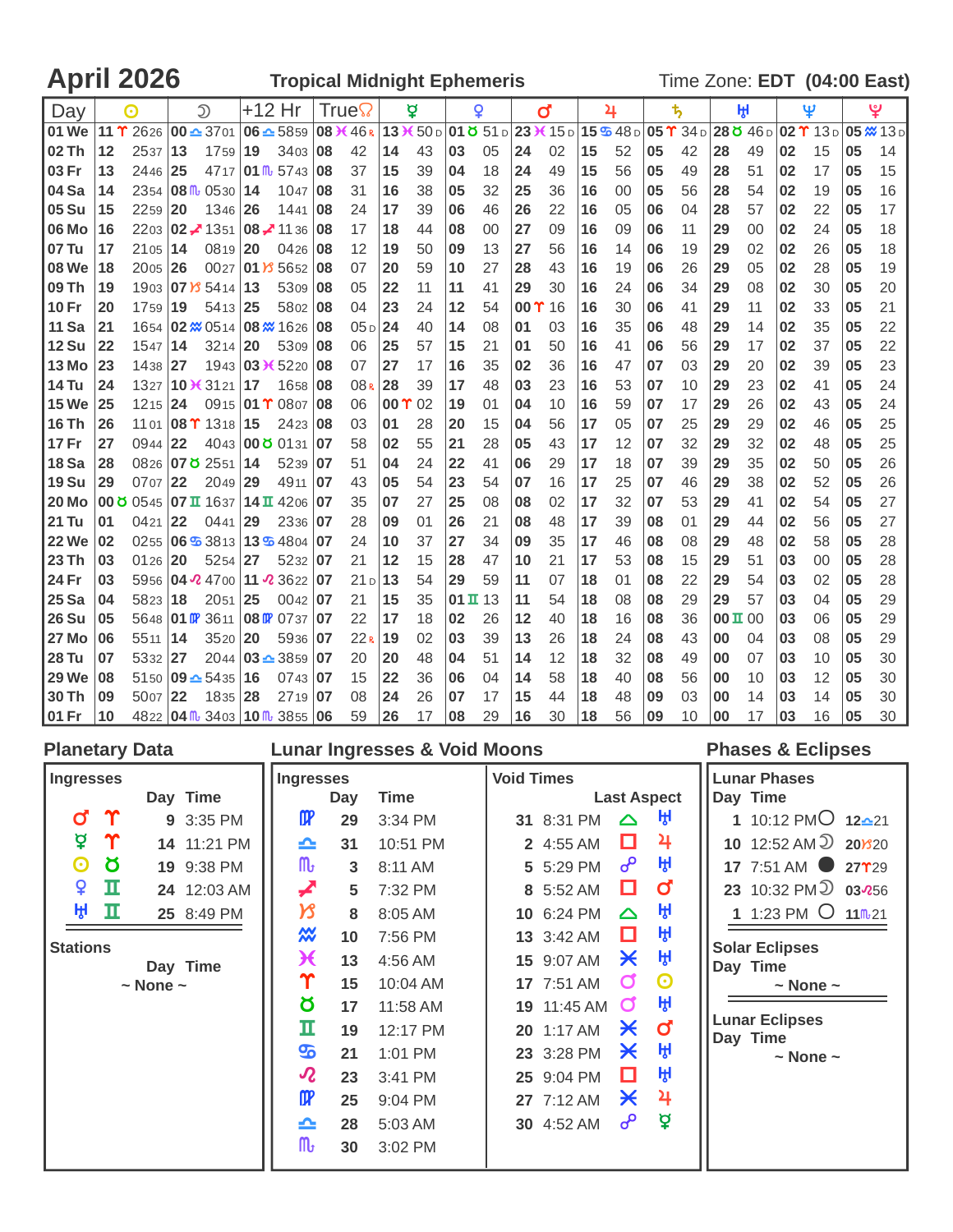# April 2026

**Tropical Midnight Ephemeris**

Time Zone: **EDT (04:00 East)**

| Day | ☉ | ☽ | +12 Hr | True☊ | ☿ | ♀ | ♂ | ♃ | ♄ | ♅ | ♆ | ♇ |
|---|---|---|---|---|---|---|---|---|---|---|---|---|
| 01 We | 11 ♈ 26 26 | 00 ♎ 37 01 | 06 ♎ 58 59 | 08 ♓ 46 R | 13 ♓ 50 D | 01 ♉ 51 D | 23 ♓ 15 D | 15 ♋ 48 D | 05 ♈ 34 D | 28 ♉ 46 D | 02 ♈ 13 D | 05 ♒ 13 D |
| 02 Th | 12 25 37 | 13 17 59 | 19 34 03 | 08 42 | 14 43 | 03 05 | 24 02 | 15 52 | 05 42 | 28 49 | 02 15 | 05 14 |
| 03 Fr | 13 24 46 | 25 47 17 | 01 ♏ 57 43 | 08 37 | 15 39 | 04 18 | 24 49 | 15 56 | 05 49 | 28 51 | 02 17 | 05 15 |
| 04 Sa | 14 23 54 | 08 ♏ 05 30 | 14 10 47 | 08 31 | 16 38 | 05 32 | 25 36 | 16 00 | 05 56 | 28 54 | 02 19 | 05 16 |
| 05 Su | 15 22 59 | 20 13 46 | 26 14 41 | 08 24 | 17 39 | 06 46 | 26 22 | 16 05 | 06 04 | 28 57 | 02 22 | 05 17 |
| 06 Mo | 16 22 03 | 02 ♐ 13 51 | 08 ♐ 11 36 | 08 17 | 18 44 | 08 00 | 27 09 | 16 09 | 06 11 | 29 00 | 02 24 | 05 18 |
| 07 Tu | 17 21 05 | 14 08 19 | 20 04 26 | 08 12 | 19 50 | 09 13 | 27 56 | 16 14 | 06 19 | 29 02 | 02 26 | 05 18 |
| 08 We | 18 20 05 | 26 00 27 | 01 ♑ 56 52 | 08 07 | 20 59 | 10 27 | 28 43 | 16 19 | 06 26 | 29 05 | 02 28 | 05 19 |
| 09 Th | 19 19 03 | 07 ♑ 54 14 | 13 53 09 | 08 05 | 22 11 | 11 41 | 29 30 | 16 24 | 06 34 | 29 08 | 02 30 | 05 20 |
| 10 Fr | 20 17 59 | 19 54 13 | 25 58 02 | 08 04 | 23 24 | 12 54 | 00 ♈ 16 | 16 30 | 06 41 | 29 11 | 02 33 | 05 21 |
| 11 Sa | 21 16 54 | 02 ♒ 05 14 | 08 ♒ 16 26 | 08 05 D | 24 40 | 14 08 | 01 03 | 16 35 | 06 48 | 29 14 | 02 35 | 05 22 |
| 12 Su | 22 15 47 | 14 32 14 | 20 53 09 | 08 06 | 25 57 | 15 21 | 01 50 | 16 41 | 06 56 | 29 17 | 02 37 | 05 22 |
| 13 Mo | 23 14 38 | 27 19 43 | 03 ♓ 52 20 | 08 07 | 27 17 | 16 35 | 02 36 | 16 47 | 07 03 | 29 20 | 02 39 | 05 23 |
| 14 Tu | 24 13 27 | 10 ♓ 31 21 | 17 16 58 | 08 08 R | 28 39 | 17 48 | 03 23 | 16 53 | 07 10 | 29 23 | 02 41 | 05 24 |
| 15 We | 25 12 15 | 24 09 15 | 01 ♈ 08 07 | 08 06 | 00 ♈ 02 | 19 01 | 04 10 | 16 59 | 07 17 | 29 26 | 02 43 | 05 24 |
| 16 Th | 26 11 01 | 08 ♈ 13 18 | 15 24 23 | 08 03 | 01 28 | 20 15 | 04 56 | 17 05 | 07 25 | 29 29 | 02 46 | 05 25 |
| 17 Fr | 27 09 44 | 22 40 43 | 00 ♉ 01 31 | 07 58 | 02 55 | 21 28 | 05 43 | 17 12 | 07 32 | 29 32 | 02 48 | 05 25 |
| 18 Sa | 28 08 26 | 07 ♉ 25 51 | 14 52 39 | 07 51 | 04 24 | 22 41 | 06 29 | 17 18 | 07 39 | 29 35 | 02 50 | 05 26 |
| 19 Su | 29 07 07 | 22 20 49 | 29 49 11 | 07 43 | 05 54 | 23 54 | 07 16 | 17 25 | 07 46 | 29 38 | 02 52 | 05 26 |
| 20 Mo | 00 ♉ 05 45 | 07 ♊ 16 37 | 14 ♊ 42 06 | 07 35 | 07 27 | 25 08 | 08 02 | 17 32 | 07 53 | 29 41 | 02 54 | 05 27 |
| 21 Tu | 01 04 21 | 22 04 41 | 29 23 36 | 07 28 | 09 01 | 26 21 | 08 48 | 17 39 | 08 01 | 29 44 | 02 56 | 05 27 |
| 22 We | 02 02 55 | 06 ♋ 38 13 | 13 ♋ 48 04 | 07 24 | 10 37 | 27 34 | 09 35 | 17 46 | 08 08 | 29 48 | 02 58 | 05 28 |
| 23 Th | 03 01 26 | 20 52 54 | 27 52 32 | 07 21 | 12 15 | 28 47 | 10 21 | 17 53 | 08 15 | 29 51 | 03 00 | 05 28 |
| 24 Fr | 03 59 56 | 04 ♌ 47 00 | 11 ♌ 36 22 | 07 21 D | 13 54 | 29 59 | 11 07 | 18 01 | 08 22 | 29 54 | 03 02 | 05 28 |
| 25 Sa | 04 58 23 | 18 20 51 | 25 00 42 | 07 21 | 15 35 | 01 ♊ 13 | 11 54 | 18 08 | 08 29 | 29 57 | 03 04 | 05 29 |
| 26 Su | 05 56 48 | 01 ♍ 36 11 | 08 ♍ 07 37 | 07 22 | 17 18 | 02 26 | 12 40 | 18 16 | 08 36 | 00 ♊ 00 | 03 06 | 05 29 |
| 27 Mo | 06 55 11 | 14 35 20 | 20 59 36 | 07 22 R | 19 02 | 03 39 | 13 26 | 18 24 | 08 43 | 00 04 | 03 08 | 05 29 |
| 28 Tu | 07 53 32 | 27 20 44 | 03 ♎ 38 59 | 07 20 | 20 48 | 04 51 | 14 12 | 18 32 | 08 49 | 00 07 | 03 10 | 05 30 |
| 29 We | 08 51 50 | 09 ♎ 54 35 | 16 07 43 | 07 15 | 22 36 | 06 04 | 14 58 | 18 40 | 08 56 | 00 10 | 03 12 | 05 30 |
| 30 Th | 09 50 07 | 22 18 35 | 28 27 19 | 07 08 | 24 26 | 07 17 | 15 44 | 18 48 | 09 03 | 00 14 | 03 14 | 05 30 |
| 01 Fr | 10 48 22 | 04 ♏ 34 03 | 10 ♏ 38 55 | 06 59 | 26 17 | 08 29 | 16 30 | 18 56 | 09 10 | 00 17 | 03 16 | 05 30 |

## Planetary Data

### Ingresses

| | | Day | Time |
|---|---|---|---|
| ♂ | ♈ | 9 | 3:35 PM |
| ☿ | ♈ | 14 | 11:21 PM |
| ☉ | ♉ | 19 | 9:38 PM |
| ♀ | ♊ | 24 | 12:03 AM |
| ♅ | ♊ | 25 | 8:49 PM |

### Stations

Day Time

~ None ~

## Lunar Ingresses & Void Moons

| Ingresses | Day | Time | Void Times | | Last Aspect | |
|---|---|---|---|---|---|---|
| ♍ | 29 | 3:34 PM | 31 | 8:31 PM | △ | ♅ |
| ♎ | 31 | 10:51 PM | 2 | 4:55 AM | □ | ♃ |
| ♏ | 3 | 8:11 AM | 5 | 5:29 PM | ☍ | ♅ |
| ♐ | 5 | 7:32 PM | 8 | 5:52 AM | □ | ♂ |
| ♑ | 8 | 8:05 AM | 10 | 6:24 PM | △ | ♅ |
| ♒ | 10 | 7:56 PM | 13 | 3:42 AM | □ | ♅ |
| ♓ | 13 | 4:56 AM | 15 | 9:07 AM | ⚹ | ♅ |
| ♈ | 15 | 10:04 AM | 17 | 7:51 AM | ☌ | ☉ |
| ♉ | 17 | 11:58 AM | 19 | 11:45 AM | ☌ | ♅ |
| ♊ | 19 | 12:17 PM | 20 | 1:17 AM | ⚹ | ♂ |
| ♋ | 21 | 1:01 PM | 23 | 3:28 PM | ⚹ | ♅ |
| ♌ | 23 | 3:41 PM | 25 | 9:04 PM | □ | ♅ |
| ♍ | 25 | 9:04 PM | 27 | 7:12 AM | ⚹ | ♃ |
| ♎ | 28 | 5:03 AM | 30 | 4:52 AM | ☍ | ☿ |
| ♏ | 30 | 3:02 PM | | | | |

## Phases & Eclipses

### Lunar Phases

| Day | Time | Phase | Position |
|---|---|---|---|
| 1 | 10:12 PM | ○ | 12♎21 |
| 10 | 12:52 AM | ☽ | 20♑20 |
| 17 | 7:51 AM | ● | 27♈29 |
| 23 | 10:32 PM | ☽ | 03♌56 |
| 1 | 1:23 PM | ○ | 11♏21 |

### Solar Eclipses

Day Time

~ None ~

### Lunar Eclipses

Day Time

~ None ~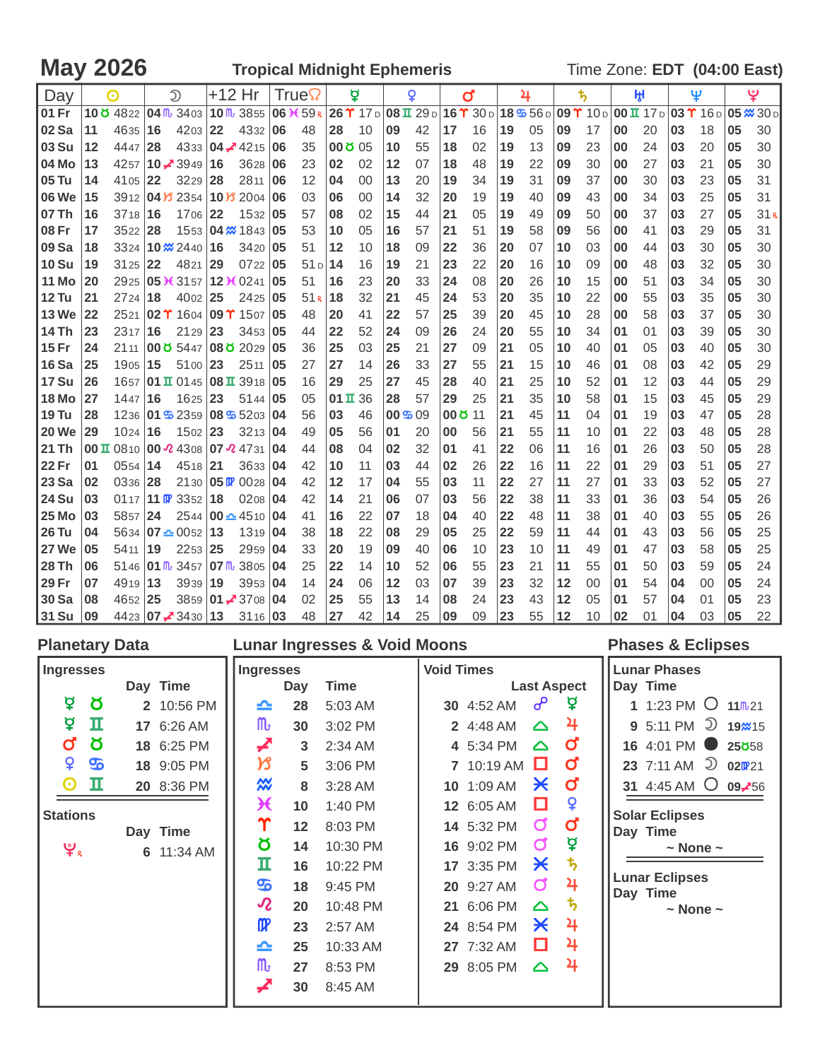# May 2026

**Tropical Midnight Ephemeris** — Time Zone: **EDT (04:00 East)**

| Day | ☉ | ☽ | +12 Hr | True☊ | ☿ | ♀ | ♂ | ♃ | ♄ | ♅ | ♆ | ♇ |
|---|---|---|---|---|---|---|---|---|---|---|---|---|
| 01 Fr | 10♉48 22 | 04♏34 03 | 10♏38 55 | 06♓59 R | 26♈17 D | 08♊29 D | 16♈30 D | 18♋56 D | 09♈10 D | 00♊17 D | 03♈16 D | 05♒30 D |
| 02 Sa | 11 46 35 | 16 42 03 | 22 43 32 | 06 48 | 28 10 | 09 42 | 17 16 | 19 05 | 09 17 | 00 20 | 03 18 | 05 30 |
| 03 Su | 12 44 47 | 28 43 33 | 04♐42 15 | 06 35 | 00♉05 | 10 55 | 18 02 | 19 13 | 09 23 | 00 24 | 03 20 | 05 30 |
| 04 Mo | 13 42 57 | 10♐39 49 | 16 36 28 | 06 23 | 02 02 | 12 07 | 18 48 | 19 22 | 09 30 | 00 27 | 03 21 | 05 30 |
| 05 Tu | 14 41 05 | 22 32 29 | 28 28 11 | 06 12 | 04 00 | 13 20 | 19 34 | 19 31 | 09 37 | 00 30 | 03 23 | 05 30 |
| 06 We | 15 39 12 | 04♑23 54 | 10♑20 04 | 06 03 | 06 00 | 14 32 | 20 19 | 19 40 | 09 43 | 00 34 | 03 25 | 05 31 |
| 07 Th | 16 37 18 | 16 17 06 | 22 15 32 | 05 57 | 08 02 | 15 44 | 21 05 | 19 49 | 09 50 | 00 37 | 03 27 | 05 31 R |
| 08 Fr | 17 35 22 | 28 15 53 | 04♒18 43 | 05 53 | 10 05 | 16 57 | 21 51 | 19 58 | 09 56 | 00 41 | 03 29 | 05 31 |
| 09 Sa | 18 33 24 | 10♒24 40 | 16 34 20 | 05 51 | 12 10 | 18 09 | 22 36 | 20 07 | 10 03 | 00 44 | 03 30 | 05 30 |
| 10 Su | 19 31 25 | 22 48 21 | 29 07 22 | 05 51 D | 14 16 | 19 21 | 23 22 | 20 16 | 10 09 | 00 48 | 03 32 | 05 30 |
| 11 Mo | 20 29 25 | 05♓31 57 | 12♓02 41 | 05 51 | 16 23 | 20 33 | 24 08 | 20 26 | 10 15 | 00 51 | 03 34 | 05 30 |
| 12 Tu | 21 27 24 | 18 40 02 | 25 24 25 | 05 51 R | 18 32 | 21 45 | 24 53 | 20 35 | 10 22 | 00 55 | 03 35 | 05 30 |
| 13 We | 22 25 21 | 02♈16 04 | 09♈15 07 | 05 48 | 20 41 | 22 57 | 25 39 | 20 45 | 10 28 | 00 58 | 03 37 | 05 30 |
| 14 Th | 23 23 17 | 16 21 29 | 23 34 53 | 05 44 | 22 52 | 24 09 | 26 24 | 20 55 | 10 34 | 01 01 | 03 39 | 05 30 |
| 15 Fr | 24 21 11 | 00♉54 47 | 08♉20 29 | 05 36 | 25 03 | 25 21 | 27 09 | 21 05 | 10 40 | 01 05 | 03 40 | 05 30 |
| 16 Sa | 25 19 05 | 15 51 00 | 23 25 11 | 05 27 | 27 14 | 26 33 | 27 55 | 21 15 | 10 46 | 01 08 | 03 42 | 05 29 |
| 17 Su | 26 16 57 | 01♊01 45 | 08♊39 18 | 05 16 | 29 25 | 27 45 | 28 40 | 21 25 | 10 52 | 01 12 | 03 44 | 05 29 |
| 18 Mo | 27 14 47 | 16 16 25 | 23 51 44 | 05 05 | 01♊36 | 28 57 | 29 25 | 21 35 | 10 58 | 01 15 | 03 45 | 05 29 |
| 19 Tu | 28 12 36 | 01♋23 59 | 08♋52 03 | 04 56 | 03 46 | 00♋09 | 00♉11 | 21 45 | 11 04 | 01 19 | 03 47 | 05 28 |
| 20 We | 29 10 24 | 16 15 02 | 23 32 13 | 04 49 | 05 56 | 01 20 | 00 56 | 21 55 | 11 10 | 01 22 | 03 48 | 05 28 |
| 21 Th | 00♊08 10 | 00♌43 08 | 07♌47 31 | 04 44 | 08 04 | 02 32 | 01 41 | 22 06 | 11 16 | 01 26 | 03 50 | 05 28 |
| 22 Fr | 01 05 54 | 14 45 18 | 21 36 33 | 04 42 | 10 11 | 03 44 | 02 26 | 22 16 | 11 22 | 01 29 | 03 51 | 05 27 |
| 23 Sa | 02 03 36 | 28 21 30 | 05♍00 28 | 04 42 | 12 17 | 04 55 | 03 11 | 22 27 | 11 27 | 01 33 | 03 52 | 05 27 |
| 24 Su | 03 01 17 | 11♍33 52 | 18 02 08 | 04 42 | 14 21 | 06 07 | 03 56 | 22 38 | 11 33 | 01 36 | 03 54 | 05 26 |
| 25 Mo | 03 58 57 | 24 25 44 | 00♎45 10 | 04 41 | 16 22 | 07 18 | 04 40 | 22 48 | 11 38 | 01 40 | 03 55 | 05 26 |
| 26 Tu | 04 56 34 | 07♎00 52 | 13 13 19 | 04 38 | 18 22 | 08 29 | 05 25 | 22 59 | 11 44 | 01 43 | 03 56 | 05 25 |
| 27 We | 05 54 11 | 19 22 53 | 25 29 59 | 04 33 | 20 19 | 09 40 | 06 10 | 23 10 | 11 49 | 01 47 | 03 58 | 05 25 |
| 28 Th | 06 51 46 | 01♏34 57 | 07♏38 05 | 04 25 | 22 14 | 10 52 | 06 55 | 23 21 | 11 55 | 01 50 | 03 59 | 05 24 |
| 29 Fr | 07 49 19 | 13 39 39 | 19 39 53 | 04 14 | 24 06 | 12 03 | 07 39 | 23 32 | 12 00 | 01 54 | 04 00 | 05 24 |
| 30 Sa | 08 46 52 | 25 38 59 | 01♐37 08 | 04 02 | 25 55 | 13 14 | 08 24 | 23 43 | 12 05 | 01 57 | 04 01 | 05 23 |
| 31 Su | 09 44 23 | 07♐34 30 | 13 31 16 | 03 48 | 27 42 | 14 25 | 09 09 | 23 55 | 12 10 | 02 01 | 04 03 | 05 22 |

## Planetary Data

### Ingresses

| | | Day | Time |
|---|---|---|---|
| ☿ | ♉ | 2 | 10:56 PM |
| ☿ | ♊ | 17 | 6:26 AM |
| ♂ | ♉ | 18 | 6:25 PM |
| ♀ | ♋ | 18 | 9:05 PM |
| ☉ | ♊ | 20 | 8:36 PM |

### Stations

| | Day | Time |
|---|---|---|
| ♇ R | 6 | 11:34 AM |

## Lunar Ingresses & Void Moons

| Ingresses | Day | Time | Void Times | Last Aspect | |
|---|---|---|---|---|---|
| ♎ | 28 | 5:03 AM | 30 4:52 AM | ☍ | ☿ |
| ♏ | 30 | 3:02 PM | 2 4:48 AM | △ | ♃ |
| ♐ | 3 | 2:34 AM | 4 5:34 PM | △ | ♂ |
| ♑ | 5 | 3:06 PM | 7 10:19 AM | □ | ♂ |
| ♒ | 8 | 3:28 AM | 10 1:09 AM | ⚹ | ♂ |
| ♓ | 10 | 1:40 PM | 12 6:05 AM | □ | ♀ |
| ♈ | 12 | 8:03 PM | 14 5:32 PM | ☌ | ♂ |
| ♉ | 14 | 10:30 PM | 16 9:02 PM | ☌ | ☿ |
| ♊ | 16 | 10:22 PM | 17 3:35 PM | ⚹ | ♄ |
| ♋ | 18 | 9:45 PM | 20 9:27 AM | ☌ | ♃ |
| ♌ | 20 | 10:48 PM | 21 6:06 PM | △ | ♄ |
| ♍ | 23 | 2:57 AM | 24 8:54 PM | ⚹ | ♃ |
| ♎ | 25 | 10:33 AM | 27 7:32 AM | □ | ♃ |
| ♏ | 27 | 8:53 PM | 29 8:05 PM | △ | ♃ |
| ♐ | 30 | 8:45 AM | | | |

## Phases & Eclipses

### Lunar Phases

| Day | Time | Phase | Position |
|---|---|---|---|
| 1 | 1:23 PM | ○ | 11♏21 |
| 9 | 5:11 PM | ☽ | 19♒15 |
| 16 | 4:01 PM | ● | 25♉58 |
| 23 | 7:11 AM | ☽ | 02♍21 |
| 31 | 4:45 AM | ○ | 09♐56 |

### Solar Eclipses

Day Time

~ None ~

### Lunar Eclipses

Day Time

~ None ~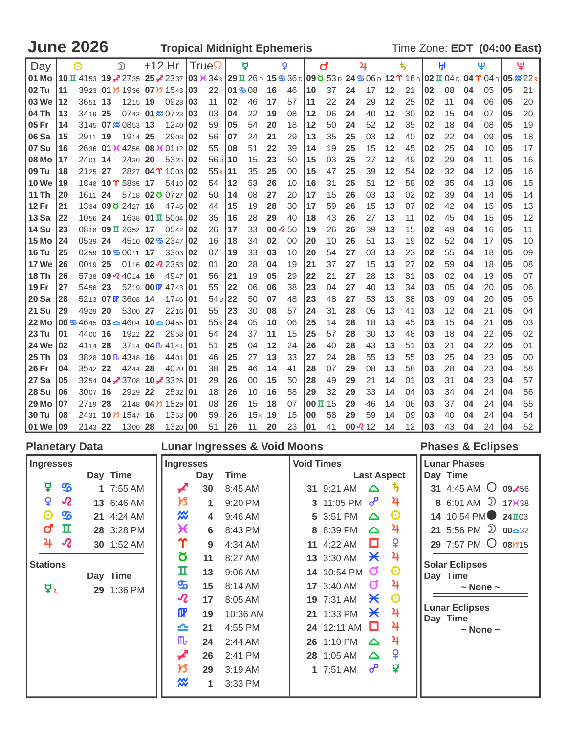# June 2026

**Tropical Midnight Ephemeris** — Time Zone: **EDT (04:00 East)**

| Day | ☉ | ☽ | +12 Hr | True☊ | ☿ | ♀ | ♂ | ♃ | ♄ | ♅ | ♆ | ♇ |
|---|---|---|---|---|---|---|---|---|---|---|---|---|
| 01 Mo | 10 ♊ 41 53 | 19 ♐ 27 35 | 25 ♐ 23 37 | 03 ♓ 34 R | 29 ♊ 26 D | 15 ♋ 36 D | 09 ♉ 53 D | 24 ♋ 06 D | 12 ♈ 16 D | 02 ♊ 04 D | 04 ♈ 04 D | 05 ♒ 22 R |
| 02 Tu | 11 39 23 | 01 ♑ 19 36 | 07 ♑ 15 43 | 03 22 | 01 ♋ 08 | 16 46 | 10 37 | 24 17 | 12 21 | 02 08 | 04 05 | 05 21 |
| 03 We | 12 36 51 | 13 12 15 | 19 09 28 | 03 11 | 02 46 | 17 57 | 11 22 | 24 29 | 12 25 | 02 11 | 04 06 | 05 20 |
| 04 Th | 13 34 19 | 25 07 43 | 01 ♒ 07 23 | 03 03 | 04 22 | 19 08 | 12 06 | 24 40 | 12 30 | 02 15 | 04 07 | 05 20 |
| 05 Fr | 14 31 45 | 07 ♒ 08 53 | 13 12 40 | 02 59 | 05 54 | 20 18 | 12 50 | 24 52 | 12 35 | 02 18 | 04 08 | 05 19 |
| 06 Sa | 15 29 11 | 19 19 14 | 25 29 08 | 02 56 | 07 24 | 21 29 | 13 35 | 25 03 | 12 40 | 02 22 | 04 09 | 05 18 |
| 07 Su | 16 26 36 | 01 ♓ 42 56 | 08 ♓ 01 12 | 02 55 | 08 51 | 22 39 | 14 19 | 25 15 | 12 45 | 02 25 | 04 10 | 05 17 |
| 08 Mo | 17 24 01 | 14 24 30 | 20 53 25 | 02 56 D | 10 15 | 23 50 | 15 03 | 25 27 | 12 49 | 02 29 | 04 11 | 05 16 |
| 09 Tu | 18 21 25 | 27 28 27 | 04 ♈ 10 03 | 02 55 R | 11 35 | 25 00 | 15 47 | 25 39 | 12 54 | 02 32 | 04 12 | 05 16 |
| 10 We | 19 18 48 | 10 ♈ 58 35 | 17 54 19 | 02 54 | 12 53 | 26 10 | 16 31 | 25 51 | 12 58 | 02 35 | 04 13 | 05 15 |
| 11 Th | 20 16 11 | 24 57 18 | 02 ♉ 07 27 | 02 50 | 14 08 | 27 20 | 17 15 | 26 03 | 13 02 | 02 39 | 04 14 | 05 14 |
| 12 Fr | 21 13 34 | 09 ♉ 24 27 | 16 47 46 | 02 44 | 15 19 | 28 30 | 17 59 | 26 15 | 13 07 | 02 42 | 04 15 | 05 13 |
| 13 Sa | 22 10 56 | 24 16 38 | 01 ♊ 50 04 | 02 35 | 16 28 | 29 40 | 18 43 | 26 27 | 13 11 | 02 45 | 04 15 | 05 12 |
| 14 Su | 23 08 18 | 09 ♊ 26 52 | 17 05 42 | 02 26 | 17 33 | 00 ♌ 50 | 19 26 | 26 39 | 13 15 | 02 49 | 04 16 | 05 11 |
| 15 Mo | 24 05 39 | 24 45 10 | 02 ♋ 23 47 | 02 16 | 18 34 | 02 00 | 20 10 | 26 51 | 13 19 | 02 52 | 04 17 | 05 10 |
| 16 Tu | 25 02 59 | 10 ♋ 00 11 | 17 33 03 | 02 07 | 19 33 | 03 10 | 20 54 | 27 03 | 13 23 | 02 55 | 04 18 | 05 09 |
| 17 We | 26 00 19 | 25 01 16 | 02 ♌ 23 53 | 02 01 | 20 28 | 04 19 | 21 37 | 27 15 | 13 27 | 02 59 | 04 18 | 05 08 |
| 18 Th | 26 57 38 | 09 ♌ 40 14 | 16 49 47 | 01 56 | 21 19 | 05 29 | 22 21 | 27 28 | 13 31 | 03 02 | 04 19 | 05 07 |
| 19 Fr | 27 54 56 | 23 52 19 | 00 ♍ 47 43 | 01 55 | 22 06 | 06 38 | 23 04 | 27 40 | 13 34 | 03 05 | 04 20 | 05 06 |
| 20 Sa | 28 52 13 | 07 ♍ 36 08 | 14 17 46 | 01 54 D | 22 50 | 07 48 | 23 48 | 27 53 | 13 38 | 03 09 | 04 20 | 05 05 |
| 21 Su | 29 49 29 | 20 53 00 | 27 22 16 | 01 55 | 23 30 | 08 57 | 24 31 | 28 05 | 13 41 | 03 12 | 04 21 | 05 04 |
| 22 Mo | 00 ♋ 46 45 | 03 ♎ 46 04 | 10 ♎ 04 55 | 01 55 R | 24 05 | 10 06 | 25 14 | 28 18 | 13 45 | 03 15 | 04 21 | 05 03 |
| 23 Tu | 01 44 00 | 16 19 22 | 22 29 58 | 01 54 | 24 37 | 11 15 | 25 57 | 28 30 | 13 48 | 03 18 | 04 22 | 05 02 |
| 24 We | 02 41 14 | 28 37 14 | 04 ♏ 41 41 | 01 51 | 25 04 | 12 24 | 26 40 | 28 43 | 13 51 | 03 21 | 04 22 | 05 01 |
| 25 Th | 03 38 28 | 10 ♏ 43 48 | 16 44 01 | 01 46 | 25 27 | 13 33 | 27 24 | 28 55 | 13 55 | 03 25 | 04 23 | 05 00 |
| 26 Fr | 04 35 42 | 22 42 44 | 28 40 20 | 01 38 | 25 46 | 14 41 | 28 07 | 29 08 | 13 58 | 03 28 | 04 23 | 04 58 |
| 27 Sa | 05 32 54 | 04 ♐ 37 08 | 10 ♐ 33 25 | 01 29 | 26 00 | 15 50 | 28 49 | 29 21 | 14 01 | 03 31 | 04 23 | 04 57 |
| 28 Su | 06 30 07 | 16 29 29 | 22 25 32 | 01 18 | 26 10 | 16 58 | 29 32 | 29 33 | 14 04 | 03 34 | 04 24 | 04 56 |
| 29 Mo | 07 27 19 | 28 21 48 | 04 ♑ 18 29 | 01 08 | 26 15 | 18 07 | 00 ♊ 15 | 29 46 | 14 06 | 03 37 | 04 24 | 04 55 |
| 30 Tu | 08 24 31 | 10 ♑ 15 47 | 16 13 53 | 00 59 | 26 15 R | 19 15 | 00 58 | 29 59 | 14 09 | 03 40 | 04 24 | 04 54 |
| 01 We | 09 21 43 | 22 13 00 | 28 13 20 | 00 51 | 26 11 | 20 23 | 01 41 | 00 ♌ 12 | 14 12 | 03 43 | 04 24 | 04 52 |

## Planetary Data

### Ingresses

| Planet | Sign | Day | Time |
|---|---|---|---|
| ☿ | ♋ | 1 | 7:55 AM |
| ♀ | ♌ | 13 | 6:46 AM |
| ☉ | ♋ | 21 | 4:24 AM |
| ♂ | ♊ | 28 | 3:28 PM |
| ♃ | ♌ | 30 | 1:52 AM |

### Stations

| Planet | Day | Time |
|---|---|---|
| ☿ R | 29 | 1:36 PM |

## Lunar Ingresses & Void Moons

| Ingresses Sign | Day | Time | Void Times Day | Time | Last Aspect | Planet |
|---|---|---|---|---|---|---|
| ♐ | 30 | 8:45 AM | 31 | 9:21 AM | △ | ♄ |
| ♑ | 1 | 9:20 PM | 3 | 11:05 PM | ☍ | ♃ |
| ♒ | 4 | 9:46 AM | 5 | 3:51 PM | △ | ☉ |
| ♓ | 6 | 8:43 PM | 8 | 8:39 PM | △ | ♃ |
| ♈ | 9 | 4:34 AM | 11 | 4:22 AM | □ | ♀ |
| ♉ | 11 | 8:27 AM | 13 | 3:30 AM | ⚹ | ♃ |
| ♊ | 13 | 9:06 AM | 14 | 10:54 PM | ☌ | ☉ |
| ♋ | 15 | 8:14 AM | 17 | 3:40 AM | ☌ | ♃ |
| ♌ | 17 | 8:05 AM | 19 | 7:31 AM | ⚹ | ☉ |
| ♍ | 19 | 10:36 AM | 21 | 1:33 PM | ⚹ | ♃ |
| ♎ | 21 | 4:55 PM | 24 | 12:11 AM | □ | ♃ |
| ♏ | 24 | 2:44 AM | 26 | 1:10 PM | △ | ♃ |
| ♐ | 26 | 2:41 PM | 28 | 1:05 AM | △ | ♀ |
| ♑ | 29 | 3:19 AM | 1 | 7:51 AM | ☍ | ☿ |
| ♒ | 1 | 3:33 PM | | | | |

## Phases & Eclipses

### Lunar Phases

| Day | Time | Phase | Position |
|---|---|---|---|
| 31 | 4:45 AM | ○ | 09♐56 |
| 8 | 6:01 AM | ☽ | 17♓38 |
| 14 | 10:54 PM | ● | 24♊03 |
| 21 | 5:56 PM | ☽ | 00♎32 |
| 29 | 7:57 PM | ○ | 08♑15 |

### Solar Eclipses

Day Time

~ None ~

### Lunar Eclipses

Day Time

~ None ~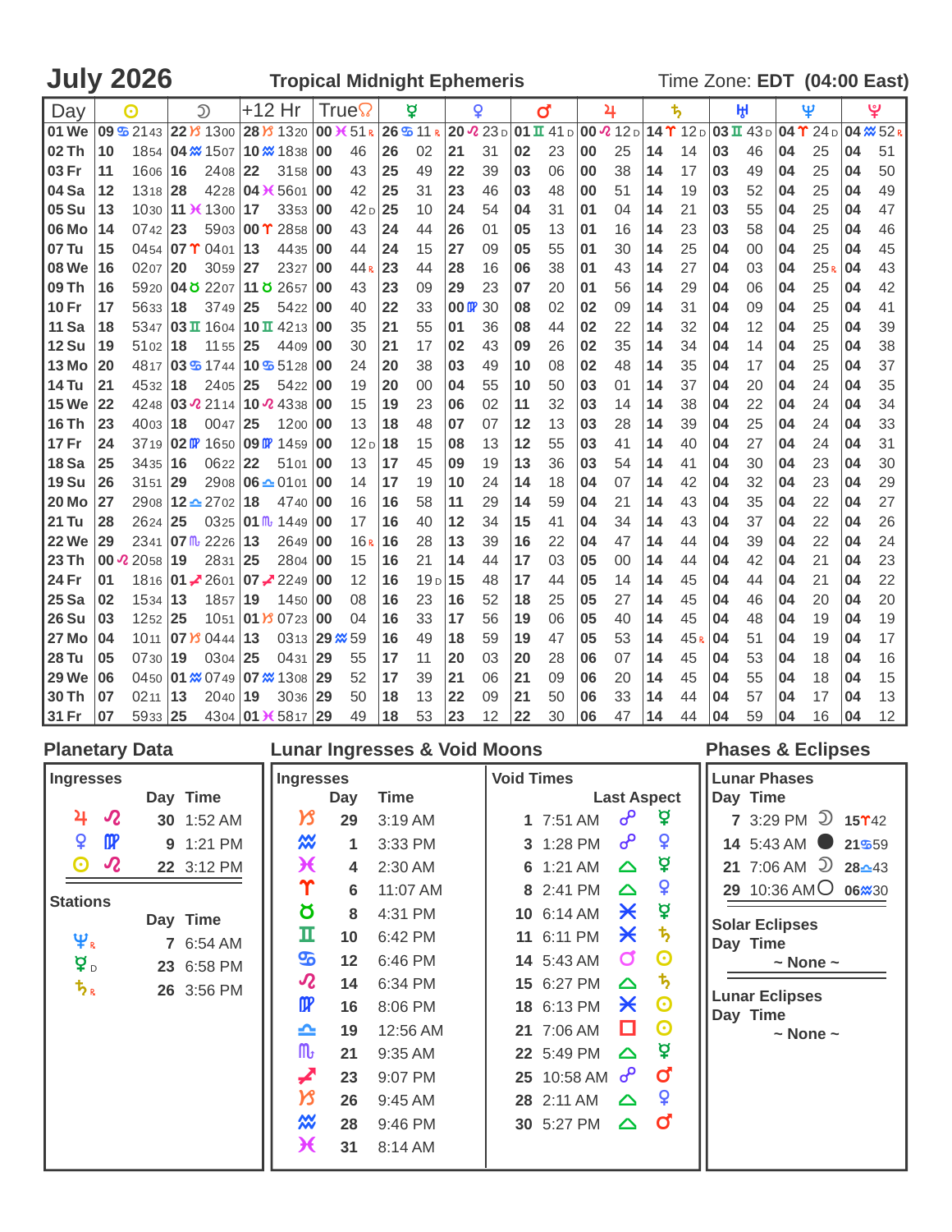# July 2026 — Tropical Midnight Ephemeris

Time Zone: **EDT (04:00 East)**

| Day | ☉ | ☽ | +12 Hr | True☊ | ☿ | ♀ | ♂ | ♃ | ♄ | ♅ | ♆ | ♇ |
|---|---|---|---|---|---|---|---|---|---|---|---|---|
| 01 We | 09 ♋ 21 43 | 22 ♑ 13 00 | 28 ♑ 13 20 | 00 ♓ 51 ℞ | 26 ♋ 11 ℞ | 20 ♌ 23 D | 01 ♊ 41 D | 00 ♌ 12 D | 14 ♈ 12 D | 03 ♊ 43 D | 04 ♈ 24 D | 04 ♒ 52 ℞ |
| 02 Th | 10 18 54 | 04 ♒ 15 07 | 10 ♒ 18 38 | 00 46 | 26 02 | 21 31 | 02 23 | 00 25 | 14 14 | 03 46 | 04 25 | 04 51 |
| 03 Fr | 11 16 06 | 16 24 08 | 22 31 58 | 00 43 | 25 49 | 22 39 | 03 06 | 00 38 | 14 17 | 03 49 | 04 25 | 04 50 |
| 04 Sa | 12 13 18 | 28 42 28 | 04 ♓ 56 01 | 00 42 | 25 31 | 23 46 | 03 48 | 00 51 | 14 19 | 03 52 | 04 25 | 04 49 |
| 05 Su | 13 10 30 | 11 ♓ 13 00 | 17 33 53 | 00 42 D | 25 10 | 24 54 | 04 31 | 01 04 | 14 21 | 03 55 | 04 25 | 04 47 |
| 06 Mo | 14 07 42 | 23 59 03 | 00 ♈ 28 58 | 00 43 | 24 44 | 26 01 | 05 13 | 01 16 | 14 23 | 03 58 | 04 25 | 04 46 |
| 07 Tu | 15 04 54 | 07 ♈ 04 01 | 13 44 35 | 00 44 | 24 15 | 27 09 | 05 55 | 01 30 | 14 25 | 04 00 | 04 25 | 04 45 |
| 08 We | 16 02 07 | 20 30 59 | 27 23 27 | 00 44 ℞ | 23 44 | 28 16 | 06 38 | 01 43 | 14 27 | 04 03 | 04 25 ℞ | 04 43 |
| 09 Th | 16 59 20 | 04 ♉ 22 07 | 11 ♉ 26 57 | 00 43 | 23 09 | 29 23 | 07 20 | 01 56 | 14 29 | 04 06 | 04 25 | 04 42 |
| 10 Fr | 17 56 33 | 18 37 49 | 25 54 22 | 00 40 | 22 33 | 00 ♍ 30 | 08 02 | 02 09 | 14 31 | 04 09 | 04 25 | 04 41 |
| 11 Sa | 18 53 47 | 03 ♊ 16 04 | 10 ♊ 42 13 | 00 35 | 21 55 | 01 36 | 08 44 | 02 22 | 14 32 | 04 12 | 04 25 | 04 39 |
| 12 Su | 19 51 02 | 18 11 55 | 25 44 09 | 00 30 | 21 17 | 02 43 | 09 26 | 02 35 | 14 34 | 04 14 | 04 25 | 04 38 |
| 13 Mo | 20 48 17 | 03 ♋ 17 44 | 10 ♋ 51 28 | 00 24 | 20 38 | 03 49 | 10 08 | 02 48 | 14 35 | 04 17 | 04 25 | 04 37 |
| 14 Tu | 21 45 32 | 18 24 05 | 25 54 22 | 00 19 | 20 00 | 04 55 | 10 50 | 03 01 | 14 37 | 04 20 | 04 24 | 04 35 |
| 15 We | 22 42 48 | 03 ♌ 21 14 | 10 ♌ 43 38 | 00 15 | 19 23 | 06 02 | 11 32 | 03 14 | 14 38 | 04 22 | 04 24 | 04 34 |
| 16 Th | 23 40 03 | 18 00 47 | 25 12 00 | 00 13 | 18 48 | 07 07 | 12 13 | 03 28 | 14 39 | 04 25 | 04 24 | 04 33 |
| 17 Fr | 24 37 19 | 02 ♍ 16 50 | 09 ♍ 14 59 | 00 12 D | 18 15 | 08 13 | 12 55 | 03 41 | 14 40 | 04 27 | 04 24 | 04 31 |
| 18 Sa | 25 34 35 | 16 06 22 | 22 51 01 | 00 13 | 17 45 | 09 19 | 13 36 | 03 54 | 14 41 | 04 30 | 04 23 | 04 30 |
| 19 Su | 26 31 51 | 29 29 08 | 06 ♎ 01 01 | 00 14 | 17 19 | 10 24 | 14 18 | 04 07 | 14 42 | 04 32 | 04 23 | 04 29 |
| 20 Mo | 27 29 08 | 12 ♎ 27 02 | 18 47 40 | 00 16 | 16 58 | 11 29 | 14 59 | 04 21 | 14 43 | 04 35 | 04 22 | 04 27 |
| 21 Tu | 28 26 24 | 25 03 25 | 01 ♏ 14 49 | 00 17 | 16 40 | 12 34 | 15 41 | 04 34 | 14 43 | 04 37 | 04 22 | 04 26 |
| 22 We | 29 23 41 | 07 ♏ 22 26 | 13 26 49 | 00 16 ℞ | 16 28 | 13 39 | 16 22 | 04 47 | 14 44 | 04 39 | 04 22 | 04 24 |
| 23 Th | 00 ♌ 20 58 | 19 28 31 | 25 28 04 | 00 15 | 16 21 | 14 44 | 17 03 | 05 00 | 14 44 | 04 42 | 04 21 | 04 23 |
| 24 Fr | 01 18 16 | 01 ♐ 26 01 | 07 ♐ 22 49 | 00 12 | 16 19 D | 15 48 | 17 44 | 05 14 | 14 45 | 04 44 | 04 21 | 04 22 |
| 25 Sa | 02 15 34 | 13 18 57 | 19 14 50 | 00 08 | 16 23 | 16 52 | 18 25 | 05 27 | 14 45 | 04 46 | 04 20 | 04 20 |
| 26 Su | 03 12 52 | 25 10 51 | 01 ♑ 07 23 | 00 04 | 16 33 | 17 56 | 19 06 | 05 40 | 14 45 | 04 48 | 04 19 | 04 19 |
| 27 Mo | 04 10 11 | 07 ♑ 04 44 | 13 03 13 | 29 ♒ 59 | 16 49 | 18 59 | 19 47 | 05 53 | 14 45 ℞ | 04 51 | 04 19 | 04 17 |
| 28 Tu | 05 07 30 | 19 03 04 | 25 04 31 | 29 55 | 17 11 | 20 03 | 20 28 | 06 07 | 14 45 | 04 53 | 04 18 | 04 16 |
| 29 We | 06 04 50 | 01 ♒ 07 49 | 07 ♒ 13 08 | 29 52 | 17 39 | 21 06 | 21 09 | 06 20 | 14 45 | 04 55 | 04 18 | 04 15 |
| 30 Th | 07 02 11 | 13 20 40 | 19 30 36 | 29 50 | 18 13 | 22 09 | 21 50 | 06 33 | 14 44 | 04 57 | 04 17 | 04 13 |
| 31 Fr | 07 59 33 | 25 43 04 | 01 ♓ 58 17 | 29 49 | 18 53 | 23 12 | 22 30 | 06 47 | 14 44 | 04 59 | 04 16 | 04 12 |

## Planetary Data

### Ingresses

| | Day | Time |
|---|---|---|
| ♃ ♌ | 30 | 1:52 AM |
| ♀ ♍ | 9 | 1:21 PM |
| ☉ ♌ | 22 | 3:12 PM |

### Stations

| | Day | Time |
|---|---|---|
| ♆ ℞ | 7 | 6:54 AM |
| ☿ D | 23 | 6:58 PM |
| ♄ ℞ | 26 | 3:56 PM |

## Lunar Ingresses & Void Moons

### Ingresses

| | Day | Time |
|---|---|---|
| ♑ | 29 | 3:19 AM |
| ♒ | 1 | 3:33 PM |
| ♓ | 4 | 2:30 AM |
| ♈ | 6 | 11:07 AM |
| ♉ | 8 | 4:31 PM |
| ♊ | 10 | 6:42 PM |
| ♋ | 12 | 6:46 PM |
| ♌ | 14 | 6:34 PM |
| ♍ | 16 | 8:06 PM |
| ♎ | 19 | 12:56 AM |
| ♏ | 21 | 9:35 AM |
| ♐ | 23 | 9:07 PM |
| ♑ | 26 | 9:45 AM |
| ♒ | 28 | 9:46 PM |
| ♓ | 31 | 8:14 AM |

### Void Times

| Day | Time | Last Aspect | |
|---|---|---|---|
| 1 | 7:51 AM | ☍ | ☿ |
| 3 | 1:28 PM | ☍ | ♀ |
| 6 | 1:21 AM | △ | ☿ |
| 8 | 2:41 PM | △ | ♀ |
| 10 | 6:14 AM | ⚹ | ☿ |
| 11 | 6:11 PM | ⚹ | ♄ |
| 14 | 5:43 AM | ☌ | ☉ |
| 15 | 6:27 PM | △ | ♄ |
| 18 | 6:13 PM | ⚹ | ☉ |
| 21 | 7:06 AM | □ | ☉ |
| 22 | 5:49 PM | △ | ☿ |
| 25 | 10:58 AM | ☍ | ♂ |
| 28 | 2:11 AM | △ | ♀ |
| 30 | 5:27 PM | △ | ♂ |

## Phases & Eclipses

### Lunar Phases

| Day | Time | Phase | Position |
|---|---|---|---|
| 7 | 3:29 PM | ☽ | 15 ♈ 42 |
| 14 | 5:43 AM | ● | 21 ♋ 59 |
| 21 | 7:06 AM | ☽ | 28 ♎ 43 |
| 29 | 10:36 AM | ○ | 06 ♒ 30 |

### Solar Eclipses

Day Time

~ None ~

### Lunar Eclipses

Day Time

~ None ~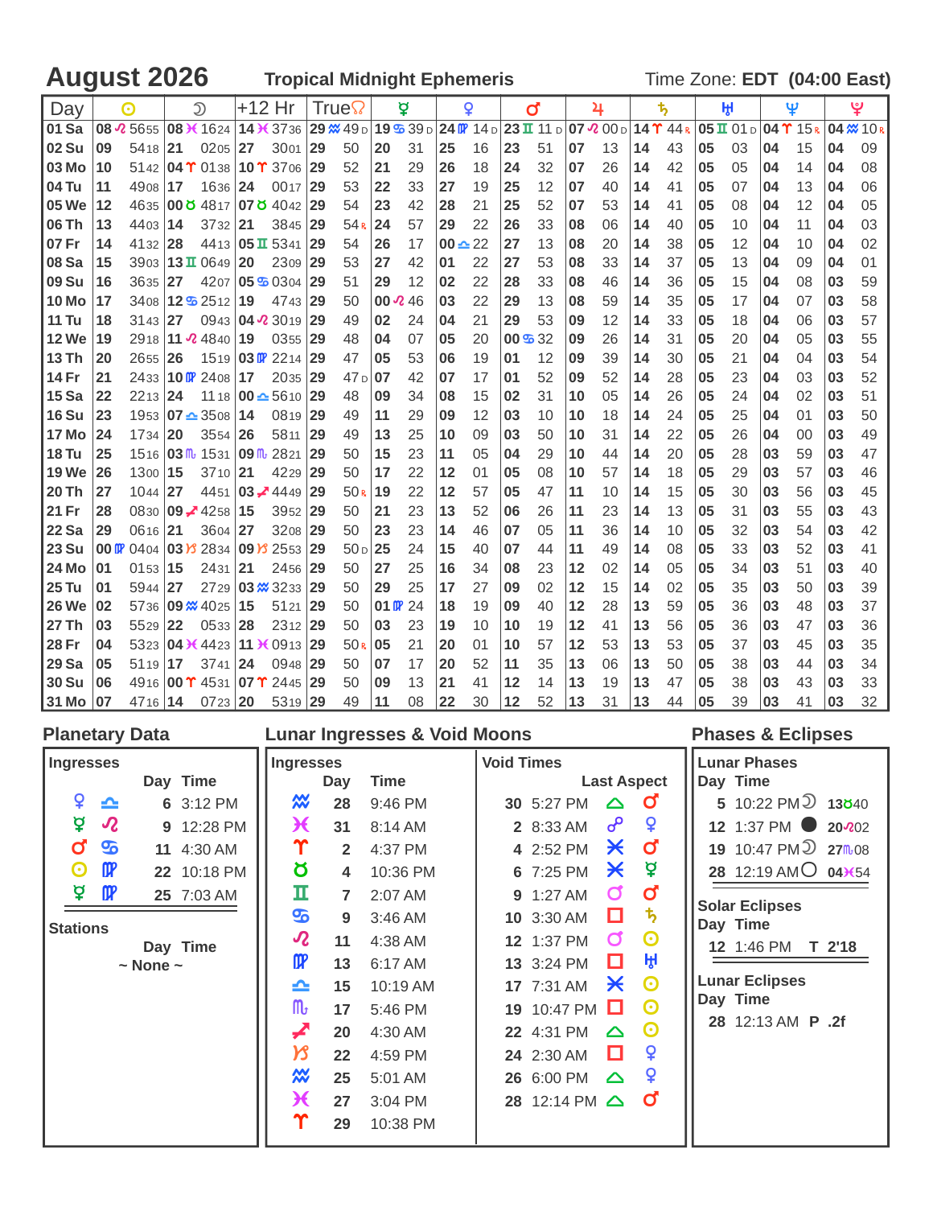# August 2026

**Tropical Midnight Ephemeris** — Time Zone: **EDT (04:00 East)**

| Day | ☉ | ☽ | +12 Hr | True☊ | ☿ | ♀ | ♂ | ♃ | ♄ | ♅ | ♆ | ♇ |
|---|---|---|---|---|---|---|---|---|---|---|---|---|
| 01 Sa | 08 ♌ 5655 | 08 ♓ 1624 | 14 ♓ 3736 | 29 ♒ 49 D | 19 ♋ 39 D | 24 ♍ 14 D | 23 ♊ 11 D | 07 ♌ 00 D | 14 ♈ 44 R | 05 ♊ 01 D | 04 ♈ 15 R | 04 ♒ 10 R |
| 02 Su | 09 5418 | 21 0205 | 27 3001 | 29 50 | 20 31 | 25 16 | 23 51 | 07 13 | 14 43 | 05 03 | 04 15 | 04 09 |
| 03 Mo | 10 5142 | 04 ♈ 0138 | 10 ♈ 3706 | 29 52 | 21 29 | 26 18 | 24 32 | 07 26 | 14 42 | 05 05 | 04 14 | 04 08 |
| 04 Tu | 11 4908 | 17 1636 | 24 0017 | 29 53 | 22 33 | 27 19 | 25 12 | 07 40 | 14 41 | 05 07 | 04 13 | 04 06 |
| 05 We | 12 4635 | 00 ♉ 4817 | 07 ♉ 4042 | 29 54 | 23 42 | 28 21 | 25 52 | 07 53 | 14 41 | 05 08 | 04 12 | 04 05 |
| 06 Th | 13 4403 | 14 3732 | 21 3845 | 29 54 R | 24 57 | 29 22 | 26 33 | 08 06 | 14 40 | 05 10 | 04 11 | 04 03 |
| 07 Fr | 14 4132 | 28 4413 | 05 ♊ 5341 | 29 54 | 26 17 | 00 ♎ 22 | 27 13 | 08 20 | 14 38 | 05 12 | 04 10 | 04 02 |
| 08 Sa | 15 3903 | 13 ♊ 0649 | 20 2309 | 29 53 | 27 42 | 01 22 | 27 53 | 08 33 | 14 37 | 05 13 | 04 09 | 04 01 |
| 09 Su | 16 3635 | 27 4207 | 05 ♋ 0304 | 29 51 | 29 12 | 02 22 | 28 33 | 08 46 | 14 36 | 05 15 | 04 08 | 03 59 |
| 10 Mo | 17 3408 | 12 ♋ 2512 | 19 4743 | 29 50 | 00 ♌ 46 | 03 22 | 29 13 | 08 59 | 14 35 | 05 17 | 04 07 | 03 58 |
| 11 Tu | 18 3143 | 27 0943 | 04 ♌ 3019 | 29 49 | 02 24 | 04 21 | 29 53 | 09 12 | 14 33 | 05 18 | 04 06 | 03 57 |
| 12 We | 19 2918 | 11 ♌ 4840 | 19 0355 | 29 48 | 04 07 | 05 20 | 00 ♋ 32 | 09 26 | 14 31 | 05 20 | 04 05 | 03 55 |
| 13 Th | 20 2655 | 26 1519 | 03 ♍ 2214 | 29 47 | 05 53 | 06 19 | 01 12 | 09 39 | 14 30 | 05 21 | 04 04 | 03 54 |
| 14 Fr | 21 2433 | 10 ♍ 2408 | 17 2035 | 29 47 D | 07 42 | 07 17 | 01 52 | 09 52 | 14 28 | 05 23 | 04 03 | 03 52 |
| 15 Sa | 22 2213 | 24 1118 | 00 ♎ 5610 | 29 48 | 09 34 | 08 15 | 02 31 | 10 05 | 14 26 | 05 24 | 04 02 | 03 51 |
| 16 Su | 23 1953 | 07 ♎ 3508 | 14 0819 | 29 49 | 11 29 | 09 12 | 03 10 | 10 18 | 14 24 | 05 25 | 04 01 | 03 50 |
| 17 Mo | 24 1734 | 20 3554 | 26 5811 | 29 49 | 13 25 | 10 09 | 03 50 | 10 31 | 14 22 | 05 26 | 04 00 | 03 49 |
| 18 Tu | 25 1516 | 03 ♏ 1531 | 09 ♏ 2821 | 29 50 | 15 23 | 11 05 | 04 29 | 10 44 | 14 20 | 05 28 | 03 59 | 03 47 |
| 19 We | 26 1300 | 15 3710 | 21 4229 | 29 50 | 17 22 | 12 01 | 05 08 | 10 57 | 14 18 | 05 29 | 03 57 | 03 46 |
| 20 Th | 27 1044 | 27 4451 | 03 ♐ 4449 | 29 50 R | 19 22 | 12 57 | 05 47 | 11 10 | 14 15 | 05 30 | 03 56 | 03 45 |
| 21 Fr | 28 0830 | 09 ♐ 4258 | 15 3952 | 29 50 | 21 23 | 13 52 | 06 26 | 11 23 | 14 13 | 05 31 | 03 55 | 03 43 |
| 22 Sa | 29 0616 | 21 3604 | 27 3208 | 29 50 | 23 23 | 14 46 | 07 05 | 11 36 | 14 10 | 05 32 | 03 54 | 03 42 |
| 23 Su | 00 ♍ 0404 | 03 ♑ 2834 | 09 ♑ 2553 | 29 50 D | 25 24 | 15 40 | 07 44 | 11 49 | 14 08 | 05 33 | 03 52 | 03 41 |
| 24 Mo | 01 0153 | 15 2431 | 21 2456 | 29 50 | 27 25 | 16 34 | 08 23 | 12 02 | 14 05 | 05 34 | 03 51 | 03 40 |
| 25 Tu | 01 5944 | 27 2729 | 03 ♒ 3233 | 29 50 | 29 25 | 17 27 | 09 02 | 12 15 | 14 02 | 05 35 | 03 50 | 03 39 |
| 26 We | 02 5736 | 09 ♒ 4025 | 15 5121 | 29 50 | 01 ♍ 24 | 18 19 | 09 40 | 12 28 | 13 59 | 05 36 | 03 48 | 03 37 |
| 27 Th | 03 5529 | 22 0533 | 28 2312 | 29 50 | 03 23 | 19 10 | 10 19 | 12 41 | 13 56 | 05 36 | 03 47 | 03 36 |
| 28 Fr | 04 5323 | 04 ♓ 4423 | 11 ♓ 0913 | 29 50 R | 05 21 | 20 01 | 10 57 | 12 53 | 13 53 | 05 37 | 03 45 | 03 35 |
| 29 Sa | 05 5119 | 17 3741 | 24 0948 | 29 50 | 07 17 | 20 52 | 11 35 | 13 06 | 13 50 | 05 38 | 03 44 | 03 34 |
| 30 Su | 06 4916 | 00 ♈ 4531 | 07 ♈ 2445 | 29 50 | 09 13 | 21 41 | 12 14 | 13 19 | 13 47 | 05 38 | 03 43 | 03 33 |
| 31 Mo | 07 4716 | 14 0723 | 20 5319 | 29 49 | 11 08 | 22 30 | 12 52 | 13 31 | 13 44 | 05 39 | 03 41 | 03 32 |

## Planetary Data

### Ingresses

| Planet | Sign | Day | Time |
|---|---|---|---|
| ♀ | ♎ | 6 | 3:12 PM |
| ☿ | ♌ | 9 | 12:28 PM |
| ♂ | ♋ | 11 | 4:30 AM |
| ☉ | ♍ | 22 | 10:18 PM |
| ☿ | ♍ | 25 | 7:03 AM |

### Stations

Day Time

~ None ~

## Lunar Ingresses & Void Moons

| Sign | Day | Time | Void Day | Void Time | Last Aspect | Planet |
|---|---|---|---|---|---|---|
| ♒ | 28 | 9:46 PM | 30 | 5:27 PM | △ | ♂ |
| ♓ | 31 | 8:14 AM | 2 | 8:33 AM | ☍ | ♀ |
| ♈ | 2 | 4:37 PM | 4 | 2:52 PM | ⚹ | ♂ |
| ♉ | 4 | 10:36 PM | 6 | 7:25 PM | ⚹ | ☿ |
| ♊ | 7 | 2:07 AM | 9 | 1:27 AM | ☌ | ♂ |
| ♋ | 9 | 3:46 AM | 10 | 3:30 AM | □ | ♄ |
| ♌ | 11 | 4:38 AM | 12 | 1:37 PM | ☌ | ☉ |
| ♍ | 13 | 6:17 AM | 13 | 3:24 PM | □ | ♅ |
| ♎ | 15 | 10:19 AM | 17 | 7:31 AM | ⚹ | ☉ |
| ♏ | 17 | 5:46 PM | 19 | 10:47 PM | □ | ☉ |
| ♐ | 20 | 4:30 AM | 22 | 4:31 PM | △ | ☉ |
| ♑ | 22 | 4:59 PM | 24 | 2:30 AM | □ | ♀ |
| ♒ | 25 | 5:01 AM | 26 | 6:00 PM | △ | ♀ |
| ♓ | 27 | 3:04 PM | 28 | 12:14 PM | △ | ♂ |
| ♈ | 29 | 10:38 PM | | | | |

## Phases & Eclipses

### Lunar Phases

| Day | Time | Phase | Position |
|---|---|---|---|
| 5 | 10:22 PM | ☽ | 13♉40 |
| 12 | 1:37 PM | ● | 20♌02 |
| 19 | 10:47 PM | ☽ | 27♏08 |
| 28 | 12:19 AM | ○ | 04♓54 |

### Solar Eclipses

| Day | Time | Type |
|---|---|---|
| 12 | 1:46 PM | T 2'18 |

### Lunar Eclipses

| Day | Time | Type |
|---|---|---|
| 28 | 12:13 AM | P .2f |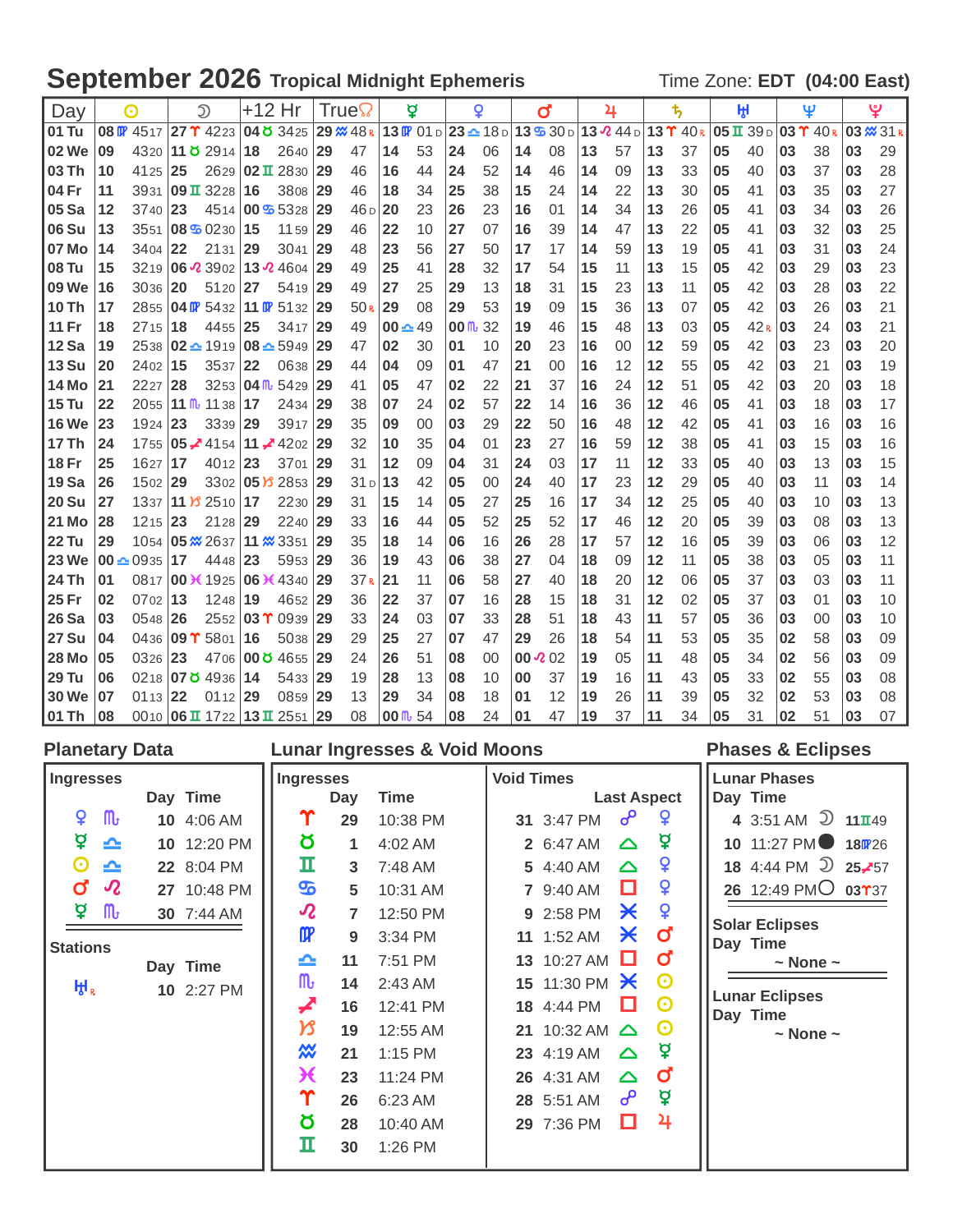# September 2026 Tropical Midnight Ephemeris

Time Zone: EDT (04:00 East)

| Day | ☉ | ☽ | +12 Hr | True☊ | ☿ | ♀ | ♂ | ♃ | ♄ | ♅ | ♆ | ♇ |
|---|---|---|---|---|---|---|---|---|---|---|---|---|
| 01 Tu | 08 ♍ 45 17 | 27 ♈ 42 23 | 04 ♉ 34 25 | 29 ♒ 48 ℞ | 13 ♍ 01 D | 23 ♎ 18 D | 13 ♋ 30 D | 13 ♌ 44 D | 13 ♈ 40 ℞ | 05 ♊ 39 D | 03 ♈ 40 ℞ | 03 ♒ 31 ℞ |
| 02 We | 09 43 20 | 11 ♉ 29 14 | 18 26 40 | 29 47 | 14 53 | 24 06 | 14 08 | 13 57 | 13 37 | 05 40 | 03 38 | 03 29 |
| 03 Th | 10 41 25 | 25 26 29 | 02 ♊ 28 30 | 29 46 | 16 44 | 24 52 | 14 46 | 14 09 | 13 33 | 05 40 | 03 37 | 03 28 |
| 04 Fr | 11 39 31 | 09 ♊ 32 28 | 16 38 08 | 29 46 | 18 34 | 25 38 | 15 24 | 14 22 | 13 30 | 05 41 | 03 35 | 03 27 |
| 05 Sa | 12 37 40 | 23 45 14 | 00 ♋ 53 28 | 29 46 D | 20 23 | 26 23 | 16 01 | 14 34 | 13 26 | 05 41 | 03 34 | 03 26 |
| 06 Su | 13 35 51 | 08 ♋ 02 30 | 15 11 59 | 29 46 | 22 10 | 27 07 | 16 39 | 14 47 | 13 22 | 05 41 | 03 32 | 03 25 |
| 07 Mo | 14 34 04 | 22 21 31 | 29 30 41 | 29 48 | 23 56 | 27 50 | 17 17 | 14 59 | 13 19 | 05 41 | 03 31 | 03 24 |
| 08 Tu | 15 32 19 | 06 ♌ 39 02 | 13 ♌ 46 04 | 29 49 | 25 41 | 28 32 | 17 54 | 15 11 | 13 15 | 05 42 | 03 29 | 03 23 |
| 09 We | 16 30 36 | 20 51 20 | 27 54 19 | 29 49 | 27 25 | 29 13 | 18 31 | 15 23 | 13 11 | 05 42 | 03 28 | 03 22 |
| 10 Th | 17 28 55 | 04 ♍ 54 32 | 11 ♍ 51 32 | 29 50 ℞ | 29 08 | 29 53 | 19 09 | 15 36 | 13 07 | 05 42 | 03 26 | 03 21 |
| 11 Fr | 18 27 15 | 18 44 55 | 25 34 17 | 29 49 | 00 ♎ 49 | 00 ♏ 32 | 19 46 | 15 48 | 13 03 | 05 42 ℞ | 03 24 | 03 21 |
| 12 Sa | 19 25 38 | 02 ♎ 19 19 | 08 ♎ 59 49 | 29 47 | 02 30 | 01 10 | 20 23 | 16 00 | 12 59 | 05 42 | 03 23 | 03 20 |
| 13 Su | 20 24 02 | 15 35 37 | 22 06 38 | 29 44 | 04 09 | 01 47 | 21 00 | 16 12 | 12 55 | 05 42 | 03 21 | 03 19 |
| 14 Mo | 21 22 27 | 28 32 53 | 04 ♏ 54 29 | 29 41 | 05 47 | 02 22 | 21 37 | 16 24 | 12 51 | 05 42 | 03 20 | 03 18 |
| 15 Tu | 22 20 55 | 11 ♏ 11 38 | 17 24 34 | 29 38 | 07 24 | 02 57 | 22 14 | 16 36 | 12 46 | 05 41 | 03 18 | 03 17 |
| 16 We | 23 19 24 | 23 33 39 | 29 39 17 | 29 35 | 09 00 | 03 29 | 22 50 | 16 48 | 12 42 | 05 41 | 03 16 | 03 16 |
| 17 Th | 24 17 55 | 05 ♐ 41 54 | 11 ♐ 42 02 | 29 32 | 10 35 | 04 01 | 23 27 | 16 59 | 12 38 | 05 41 | 03 15 | 03 16 |
| 18 Fr | 25 16 27 | 17 40 12 | 23 37 01 | 29 31 | 12 09 | 04 31 | 24 03 | 17 11 | 12 33 | 05 40 | 03 13 | 03 15 |
| 19 Sa | 26 15 02 | 29 30 02 | 05 ♑ 28 53 | 29 31 D | 13 42 | 05 00 | 24 40 | 17 23 | 12 29 | 05 40 | 03 11 | 03 14 |
| 20 Su | 27 13 37 | 11 ♑ 25 10 | 17 22 30 | 29 31 | 15 14 | 05 27 | 25 16 | 17 34 | 12 25 | 05 40 | 03 10 | 03 13 |
| 21 Mo | 28 12 15 | 23 21 28 | 29 22 40 | 29 33 | 16 44 | 05 52 | 25 52 | 17 46 | 12 20 | 05 39 | 03 08 | 03 13 |
| 22 Tu | 29 10 54 | 05 ♒ 26 37 | 11 ♒ 33 51 | 29 35 | 18 14 | 06 16 | 26 28 | 17 57 | 12 16 | 05 39 | 03 06 | 03 12 |
| 23 We | 00 ♎ 09 35 | 17 44 48 | 23 59 53 | 29 36 | 19 43 | 06 38 | 27 04 | 18 09 | 12 11 | 05 38 | 03 05 | 03 11 |
| 24 Th | 01 08 17 | 00 ♓ 19 25 | 06 ♓ 43 40 | 29 37 ℞ | 21 11 | 06 58 | 27 40 | 18 20 | 12 06 | 05 37 | 03 03 | 03 11 |
| 25 Fr | 02 07 02 | 13 12 48 | 19 46 52 | 29 36 | 22 37 | 07 16 | 28 15 | 18 31 | 12 02 | 05 37 | 03 01 | 03 10 |
| 26 Sa | 03 05 48 | 26 25 52 | 03 ♈ 09 39 | 29 33 | 24 03 | 07 33 | 28 51 | 18 43 | 11 57 | 05 36 | 03 00 | 03 10 |
| 27 Su | 04 04 36 | 09 ♈ 58 01 | 16 50 38 | 29 29 | 25 27 | 07 47 | 29 26 | 18 54 | 11 53 | 05 35 | 02 58 | 03 09 |
| 28 Mo | 05 03 26 | 23 47 06 | 00 ♉ 46 55 | 29 24 | 26 51 | 08 00 | 00 ♌ 02 | 19 05 | 11 48 | 05 34 | 02 56 | 03 09 |
| 29 Tu | 06 02 18 | 07 ♉ 49 36 | 14 54 33 | 29 19 | 28 13 | 08 10 | 00 37 | 19 16 | 11 43 | 05 33 | 02 55 | 03 08 |
| 30 We | 07 01 13 | 22 01 12 | 29 08 59 | 29 13 | 29 34 | 08 18 | 01 12 | 19 26 | 11 39 | 05 32 | 02 53 | 03 08 |
| 01 Th | 08 00 10 | 06 ♊ 17 22 | 13 ♊ 25 51 | 29 08 | 00 ♏ 54 | 08 24 | 01 47 | 19 37 | 11 34 | 05 31 | 02 51 | 03 07 |

## Planetary Data

### Ingresses

| | | Day | Time |
|---|---|---|---|
| ♀ | ♏ | 10 | 4:06 AM |
| ☿ | ♎ | 10 | 12:20 PM |
| ☉ | ♎ | 22 | 8:04 PM |
| ♂ | ♌ | 27 | 10:48 PM |
| ☿ | ♏ | 30 | 7:44 AM |

### Stations

| | Day | Time |
|---|---|---|
| ♅ ℞ | 10 | 2:27 PM |

## Lunar Ingresses & Void Moons

| Ingresses | Day | Time | Void Times | | Last Aspect | |
|---|---|---|---|---|---|---|
| ♈ | 29 | 10:38 PM | 31 | 3:47 PM | ☍ | ♀ |
| ♉ | 1 | 4:02 AM | 2 | 6:47 AM | △ | ☿ |
| ♊ | 3 | 7:48 AM | 5 | 4:40 AM | △ | ♀ |
| ♋ | 5 | 10:31 AM | 7 | 9:40 AM | □ | ♀ |
| ♌ | 7 | 12:50 PM | 9 | 2:58 PM | ⚹ | ♀ |
| ♍ | 9 | 3:34 PM | 11 | 1:52 AM | ⚹ | ♂ |
| ♎ | 11 | 7:51 PM | 13 | 10:27 AM | □ | ♂ |
| ♏ | 14 | 2:43 AM | 15 | 11:30 PM | ⚹ | ☉ |
| ♐ | 16 | 12:41 PM | 18 | 4:44 PM | □ | ☉ |
| ♑ | 19 | 12:55 AM | 21 | 10:32 AM | △ | ☉ |
| ♒ | 21 | 1:15 PM | 23 | 4:19 AM | △ | ☿ |
| ♓ | 23 | 11:24 PM | 26 | 4:31 AM | △ | ♂ |
| ♈ | 26 | 6:23 AM | 28 | 5:51 AM | ☍ | ☿ |
| ♉ | 28 | 10:40 AM | 29 | 7:36 PM | □ | ♃ |
| ♊ | 30 | 1:26 PM | | | | |

## Phases & Eclipses

### Lunar Phases

| Day | Time | | |
|---|---|---|---|
| 4 | 3:51 AM | ☽ | 11♊49 |
| 10 | 11:27 PM | ● | 18♍26 |
| 18 | 4:44 PM | ☽ | 25♐57 |
| 26 | 12:49 PM | ○ | 03♈37 |

### Solar Eclipses

Day Time

~ None ~

### Lunar Eclipses

Day Time

~ None ~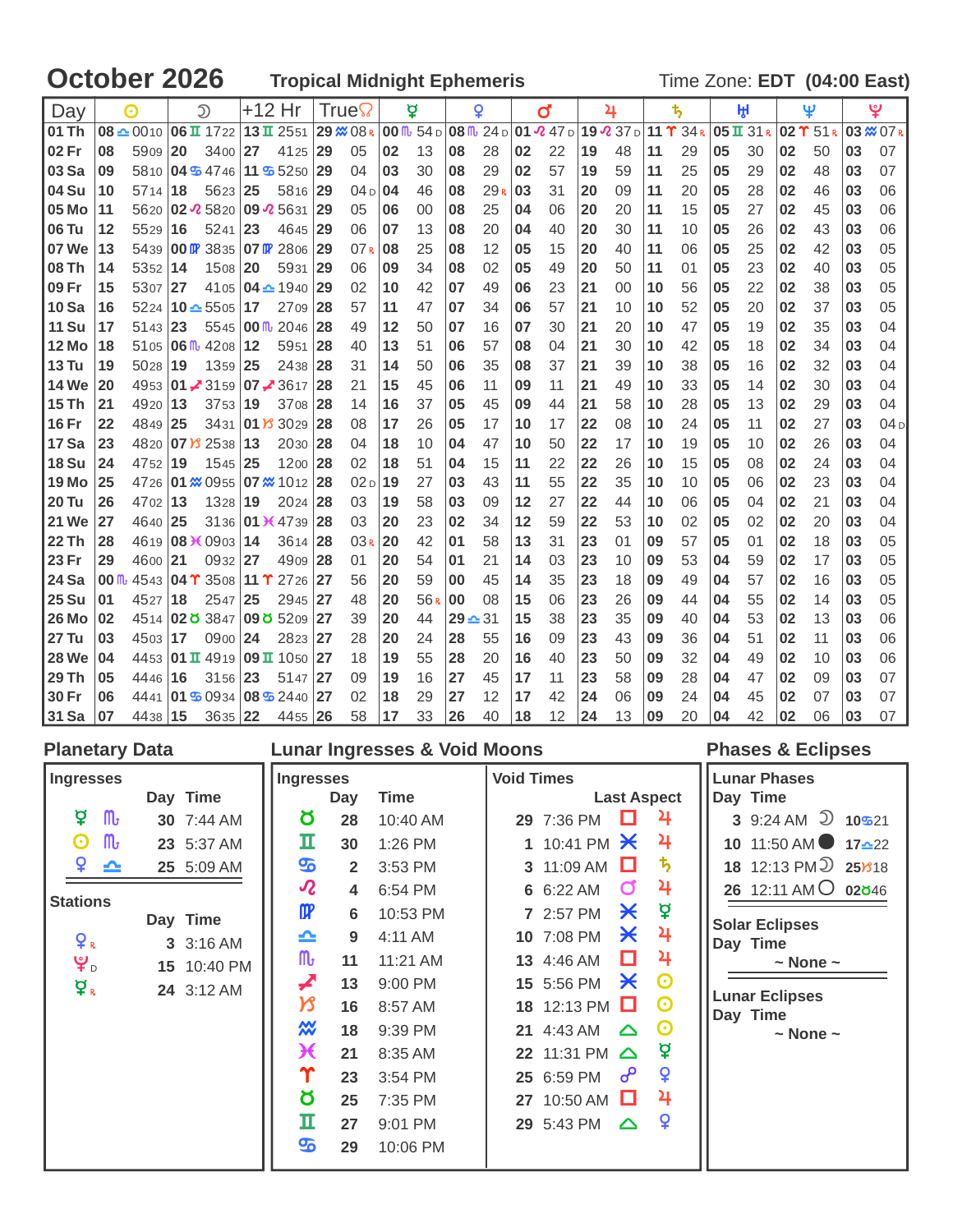# October 2026

**Tropical Midnight Ephemeris** — Time Zone: **EDT (04:00 East)**

| Day | ☉ | ☽ | +12 Hr | True☊ | ☿ | ♀ | ♂ | ♃ | ♄ | ♅ | ♆ | ♇ |
|---|---|---|---|---|---|---|---|---|---|---|---|---|
| 01 Th | 08 ♎ 00 10 | 06 ♊ 17 22 | 13 ♊ 25 51 | 29 ♒ 08 R | 00 ♏ 54 D | 08 ♏ 24 D | 01 ♌ 47 D | 19 ♌ 37 D | 11 ♈ 34 R | 05 ♊ 31 R | 02 ♈ 51 R | 03 ♒ 07 R |
| 02 Fr | 08 59 09 | 20 34 00 | 27 41 25 | 29 05 | 02 13 | 08 28 | 02 22 | 19 48 | 11 29 | 05 30 | 02 50 | 03 07 |
| 03 Sa | 09 58 10 | 04 ♋ 47 46 | 11 ♋ 52 50 | 29 04 | 03 30 | 08 29 | 02 57 | 19 59 | 11 25 | 05 29 | 02 48 | 03 07 |
| 04 Su | 10 57 14 | 18 56 23 | 25 58 16 | 29 04 D | 04 46 | 08 29 R | 03 31 | 20 09 | 11 20 | 05 28 | 02 46 | 03 06 |
| 05 Mo | 11 56 20 | 02 ♌ 58 20 | 09 ♌ 56 31 | 29 05 | 06 00 | 08 25 | 04 06 | 20 20 | 11 15 | 05 27 | 02 45 | 03 06 |
| 06 Tu | 12 55 29 | 16 52 41 | 23 46 45 | 29 06 | 07 13 | 08 20 | 04 40 | 20 30 | 11 10 | 05 26 | 02 43 | 03 06 |
| 07 We | 13 54 39 | 00 ♍ 38 35 | 07 ♍ 28 06 | 29 07 R | 08 25 | 08 12 | 05 15 | 20 40 | 11 06 | 05 25 | 02 42 | 03 05 |
| 08 Th | 14 53 52 | 14 15 08 | 20 59 31 | 29 06 | 09 34 | 08 02 | 05 49 | 20 50 | 11 01 | 05 23 | 02 40 | 03 05 |
| 09 Fr | 15 53 07 | 27 41 05 | 04 ♎ 19 40 | 29 02 | 10 42 | 07 49 | 06 23 | 21 00 | 10 56 | 05 22 | 02 38 | 03 05 |
| 10 Sa | 16 52 24 | 10 ♎ 55 05 | 17 27 09 | 28 57 | 11 47 | 07 34 | 06 57 | 21 10 | 10 52 | 05 20 | 02 37 | 03 05 |
| 11 Su | 17 51 43 | 23 55 45 | 00 ♏ 20 46 | 28 49 | 12 50 | 07 16 | 07 30 | 21 20 | 10 47 | 05 19 | 02 35 | 03 04 |
| 12 Mo | 18 51 05 | 06 ♏ 42 08 | 12 59 51 | 28 40 | 13 51 | 06 57 | 08 04 | 21 30 | 10 42 | 05 18 | 02 34 | 03 04 |
| 13 Tu | 19 50 28 | 19 13 59 | 25 24 38 | 28 31 | 14 50 | 06 35 | 08 37 | 21 39 | 10 38 | 05 16 | 02 32 | 03 04 |
| 14 We | 20 49 53 | 01 ♐ 31 59 | 07 ♐ 36 17 | 28 21 | 15 45 | 06 11 | 09 11 | 21 49 | 10 33 | 05 14 | 02 30 | 03 04 |
| 15 Th | 21 49 20 | 13 37 53 | 19 37 08 | 28 14 | 16 37 | 05 45 | 09 44 | 21 58 | 10 28 | 05 13 | 02 29 | 03 04 |
| 16 Fr | 22 48 49 | 25 34 31 | 01 ♑ 30 29 | 28 08 | 17 26 | 05 17 | 10 17 | 22 08 | 10 24 | 05 11 | 02 27 | 03 04 D |
| 17 Sa | 23 48 20 | 07 ♑ 25 38 | 13 20 30 | 28 04 | 18 10 | 04 47 | 10 50 | 22 17 | 10 19 | 05 10 | 02 26 | 03 04 |
| 18 Su | 24 47 52 | 19 15 45 | 25 12 00 | 28 02 | 18 51 | 04 15 | 11 22 | 22 26 | 10 15 | 05 08 | 02 24 | 03 04 |
| 19 Mo | 25 47 26 | 01 ♒ 09 55 | 07 ♒ 10 12 | 28 02 D | 19 27 | 03 43 | 11 55 | 22 35 | 10 10 | 05 06 | 02 23 | 03 04 |
| 20 Tu | 26 47 02 | 13 13 28 | 19 20 24 | 28 03 | 19 58 | 03 09 | 12 27 | 22 44 | 10 06 | 05 04 | 02 21 | 03 04 |
| 21 We | 27 46 40 | 25 31 36 | 01 ♓ 47 39 | 28 03 | 20 23 | 02 34 | 12 59 | 22 53 | 10 02 | 05 02 | 02 20 | 03 04 |
| 22 Th | 28 46 19 | 08 ♓ 09 03 | 14 36 14 | 28 03 R | 20 42 | 01 58 | 13 31 | 23 01 | 09 57 | 05 01 | 02 18 | 03 05 |
| 23 Fr | 29 46 00 | 21 09 32 | 27 49 09 | 28 01 | 20 54 | 01 21 | 14 03 | 23 10 | 09 53 | 04 59 | 02 17 | 03 05 |
| 24 Sa | 00 ♏ 45 43 | 04 ♈ 35 08 | 11 ♈ 27 26 | 27 56 | 20 59 | 00 45 | 14 35 | 23 18 | 09 49 | 04 57 | 02 16 | 03 05 |
| 25 Su | 01 45 27 | 18 25 47 | 25 29 45 | 27 48 | 20 56 R | 00 08 | 15 06 | 23 26 | 09 44 | 04 55 | 02 14 | 03 05 |
| 26 Mo | 02 45 14 | 02 ♉ 38 47 | 09 ♉ 52 09 | 27 39 | 20 44 | 29 ♎ 31 | 15 38 | 23 35 | 09 40 | 04 53 | 02 13 | 03 06 |
| 27 Tu | 03 45 03 | 17 09 00 | 24 28 23 | 27 28 | 20 24 | 28 55 | 16 09 | 23 43 | 09 36 | 04 51 | 02 11 | 03 06 |
| 28 We | 04 44 53 | 01 ♊ 49 19 | 09 ♊ 10 50 | 27 18 | 19 55 | 28 20 | 16 40 | 23 50 | 09 32 | 04 49 | 02 10 | 03 06 |
| 29 Th | 05 44 46 | 16 31 56 | 23 51 47 | 27 09 | 19 16 | 27 45 | 17 11 | 23 58 | 09 28 | 04 47 | 02 09 | 03 07 |
| 30 Fr | 06 44 41 | 01 ♋ 09 34 | 08 ♋ 24 40 | 27 02 | 18 29 | 27 12 | 17 42 | 24 06 | 09 24 | 04 45 | 02 07 | 03 07 |
| 31 Sa | 07 44 38 | 15 36 35 | 22 44 55 | 26 58 | 17 33 | 26 40 | 18 12 | 24 13 | 09 20 | 04 42 | 02 06 | 03 07 |

## Planetary Data

### Ingresses

| Planet | Sign | Day | Time |
|---|---|---|---|
| ☿ | ♏ | 30 | 7:44 AM |
| ☉ | ♏ | 23 | 5:37 AM |
| ♀ | ♎ | 25 | 5:09 AM |

### Stations

| Planet | Day | Time |
|---|---|---|
| ♀ R | 3 | 3:16 AM |
| ♇ D | 15 | 10:40 PM |
| ☿ R | 24 | 3:12 AM |

## Lunar Ingresses & Void Moons

| Ingresses | Day | Time | Void Times | Last Aspect |
|---|---|---|---|---|
| ♉ | 28 | 10:40 AM | 29 7:36 PM | □ ♃ |
| ♊ | 30 | 1:26 PM | 1 10:41 PM | ⚹ ♃ |
| ♋ | 2 | 3:53 PM | 3 11:09 AM | □ ♄ |
| ♌ | 4 | 6:54 PM | 6 6:22 AM | ☌ ♃ |
| ♍ | 6 | 10:53 PM | 7 2:57 PM | ⚹ ☿ |
| ♎ | 9 | 4:11 AM | 10 7:08 PM | ⚹ ♃ |
| ♏ | 11 | 11:21 AM | 13 4:46 AM | □ ♃ |
| ♐ | 13 | 9:00 PM | 15 5:56 PM | ⚹ ☉ |
| ♑ | 16 | 8:57 AM | 18 12:13 PM | □ ☉ |
| ♒ | 18 | 9:39 PM | 21 4:43 AM | △ ☉ |
| ♓ | 21 | 8:35 AM | 22 11:31 PM | △ ☿ |
| ♈ | 23 | 3:54 PM | 25 6:59 PM | ☍ ♀ |
| ♉ | 25 | 7:35 PM | 27 10:50 AM | □ ♃ |
| ♊ | 27 | 9:01 PM | 29 5:43 PM | △ ♀ |
| ♋ | 29 | 10:06 PM | | |

## Phases & Eclipses

### Lunar Phases

| Day | Time | Phase | Position |
|---|---|---|---|
| 3 | 9:24 AM | ☽ | 10 ♋ 21 |
| 10 | 11:50 AM | ● | 17 ♎ 22 |
| 18 | 12:13 PM | ☽ | 25 ♑ 18 |
| 26 | 12:11 AM | ○ | 02 ♉ 46 |

### Solar Eclipses

Day Time

~ None ~

### Lunar Eclipses

Day Time

~ None ~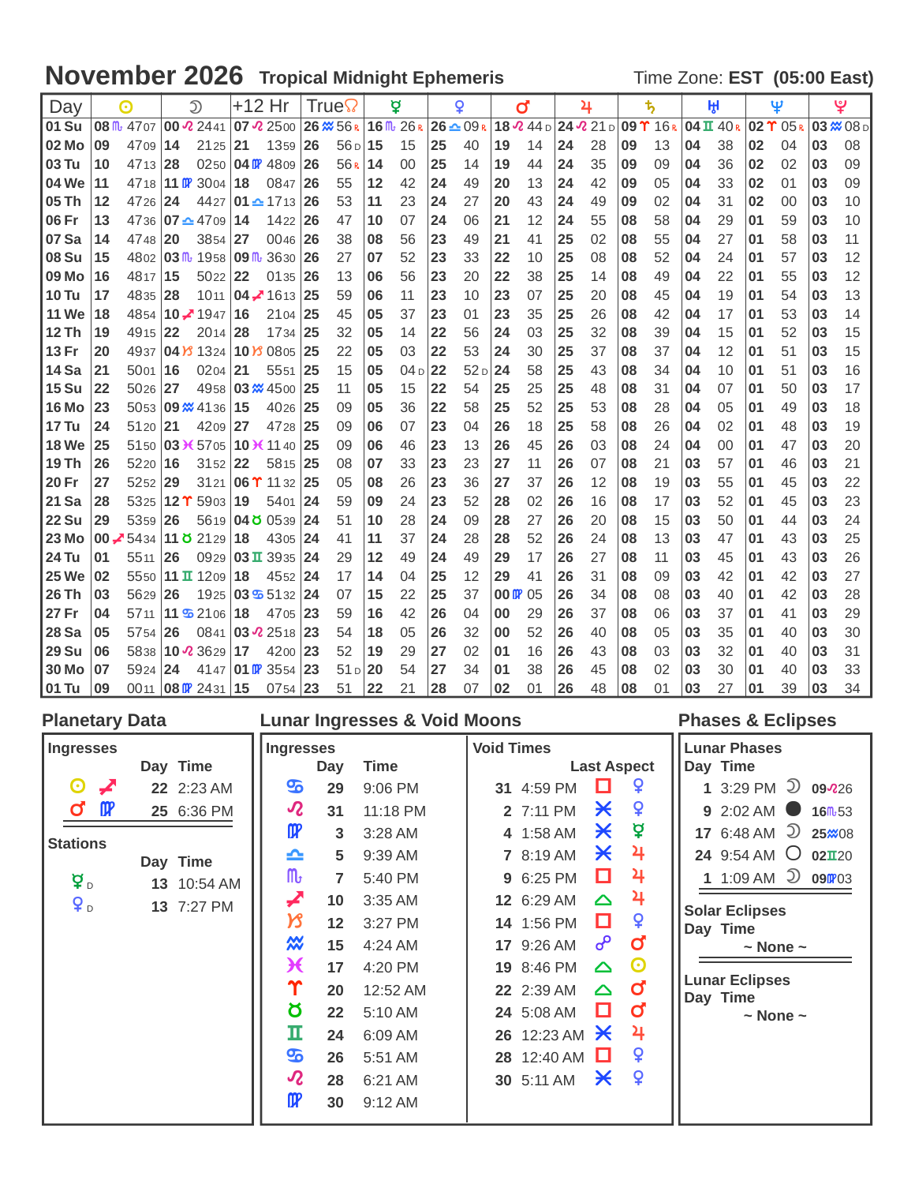# November 2026 Tropical Midnight Ephemeris

Time Zone: **EST (05:00 East)**

| Day | ☉ | ☽ | +12 Hr | True☊ | ☿ | ♀ | ♂ | ♃ | ♄ | ♅ | ♆ | ♇ |
|---|---|---|---|---|---|---|---|---|---|---|---|---|
| 01 Su | 08 ♏ 47 07 | 00 ♌ 24 41 | 07 ♌ 25 00 | 26 ♒ 56 R | 16 ♏ 26 R | 26 ♎ 09 R | 18 ♌ 44 D | 24 ♌ 21 D | 09 ♈ 16 R | 04 ♊ 40 R | 02 ♈ 05 R | 03 ♒ 08 D |
| 02 Mo | 09 47 09 | 14 21 25 | 21 13 59 | 26 56 D | 15 15 | 25 40 | 19 14 | 24 28 | 09 13 | 04 38 | 02 04 | 03 08 |
| 03 Tu | 10 47 13 | 28 02 50 | 04 ♍ 48 09 | 26 56 R | 14 00 | 25 14 | 19 44 | 24 35 | 09 09 | 04 36 | 02 02 | 03 09 |
| 04 We | 11 47 18 | 11 ♍ 30 04 | 18 08 47 | 26 55 | 12 42 | 24 49 | 20 13 | 24 42 | 09 05 | 04 33 | 02 01 | 03 09 |
| 05 Th | 12 47 26 | 24 44 27 | 01 ♎ 17 13 | 26 53 | 11 23 | 24 27 | 20 43 | 24 49 | 09 02 | 04 31 | 02 00 | 03 10 |
| 06 Fr | 13 47 36 | 07 ♎ 47 09 | 14 14 22 | 26 47 | 10 07 | 24 06 | 21 12 | 24 55 | 08 58 | 04 29 | 01 59 | 03 10 |
| 07 Sa | 14 47 48 | 20 38 54 | 27 00 46 | 26 38 | 08 56 | 23 49 | 21 41 | 25 02 | 08 55 | 04 27 | 01 58 | 03 11 |
| 08 Su | 15 48 02 | 03 ♏ 19 58 | 09 ♏ 36 30 | 26 27 | 07 52 | 23 33 | 22 10 | 25 08 | 08 52 | 04 24 | 01 57 | 03 12 |
| 09 Mo | 16 48 17 | 15 50 22 | 22 01 35 | 26 13 | 06 56 | 23 20 | 22 38 | 25 14 | 08 49 | 04 22 | 01 55 | 03 12 |
| 10 Tu | 17 48 35 | 28 10 11 | 04 ♐ 16 13 | 25 59 | 06 11 | 23 10 | 23 07 | 25 20 | 08 45 | 04 19 | 01 54 | 03 13 |
| 11 We | 18 48 54 | 10 ♐ 19 47 | 16 21 04 | 25 45 | 05 37 | 23 01 | 23 35 | 25 26 | 08 42 | 04 17 | 01 53 | 03 14 |
| 12 Th | 19 49 15 | 22 20 14 | 28 17 34 | 25 32 | 05 14 | 22 56 | 24 03 | 25 32 | 08 39 | 04 15 | 01 52 | 03 15 |
| 13 Fr | 20 49 37 | 04 ♑ 13 24 | 10 ♑ 08 05 | 25 22 | 05 03 | 22 53 | 24 30 | 25 37 | 08 37 | 04 12 | 01 51 | 03 15 |
| 14 Sa | 21 50 01 | 16 02 04 | 21 55 51 | 25 15 | 05 04 D | 22 52 D | 24 58 | 25 43 | 08 34 | 04 10 | 01 51 | 03 16 |
| 15 Su | 22 50 26 | 27 49 58 | 03 ♒ 45 00 | 25 11 | 05 15 | 22 54 | 25 25 | 25 48 | 08 31 | 04 07 | 01 50 | 03 17 |
| 16 Mo | 23 50 53 | 09 ♒ 41 36 | 15 40 26 | 25 09 | 05 36 | 22 58 | 25 52 | 25 53 | 08 28 | 04 05 | 01 49 | 03 18 |
| 17 Tu | 24 51 20 | 21 42 09 | 27 47 28 | 25 09 | 06 07 | 23 04 | 26 18 | 25 58 | 08 26 | 04 02 | 01 48 | 03 19 |
| 18 We | 25 51 50 | 03 ♓ 57 05 | 10 ♓ 11 40 | 25 09 | 06 46 | 23 13 | 26 45 | 26 03 | 08 24 | 04 00 | 01 47 | 03 20 |
| 19 Th | 26 52 20 | 16 31 52 | 22 58 15 | 25 08 | 07 33 | 23 23 | 27 11 | 26 07 | 08 21 | 03 57 | 01 46 | 03 21 |
| 20 Fr | 27 52 52 | 29 31 21 | 06 ♈ 11 32 | 25 05 | 08 26 | 23 36 | 27 37 | 26 12 | 08 19 | 03 55 | 01 45 | 03 22 |
| 21 Sa | 28 53 25 | 12 ♈ 59 03 | 19 54 01 | 24 59 | 09 24 | 23 52 | 28 02 | 26 16 | 08 17 | 03 52 | 01 45 | 03 23 |
| 22 Su | 29 53 59 | 26 56 19 | 04 ♉ 05 39 | 24 51 | 10 28 | 24 09 | 28 27 | 26 20 | 08 15 | 03 50 | 01 44 | 03 24 |
| 23 Mo | 00 ♐ 54 34 | 11 ♉ 21 29 | 18 43 05 | 24 41 | 11 37 | 24 28 | 28 52 | 26 24 | 08 13 | 03 47 | 01 43 | 03 25 |
| 24 Tu | 01 55 11 | 26 09 29 | 03 ♊ 39 35 | 24 29 | 12 49 | 24 49 | 29 17 | 26 27 | 08 11 | 03 45 | 01 43 | 03 26 |
| 25 We | 02 55 50 | 11 ♊ 12 09 | 18 45 52 | 24 17 | 14 04 | 25 12 | 29 41 | 26 31 | 08 09 | 03 42 | 01 42 | 03 27 |
| 26 Th | 03 56 29 | 26 19 25 | 03 ♋ 51 32 | 24 07 | 15 22 | 25 37 | 00 ♍ 05 | 26 34 | 08 08 | 03 40 | 01 42 | 03 28 |
| 27 Fr | 04 57 11 | 11 ♋ 21 06 | 18 47 05 | 23 59 | 16 42 | 26 04 | 00 29 | 26 37 | 08 06 | 03 37 | 01 41 | 03 29 |
| 28 Sa | 05 57 54 | 26 08 41 | 03 ♌ 25 18 | 23 54 | 18 05 | 26 32 | 00 52 | 26 40 | 08 05 | 03 35 | 01 40 | 03 30 |
| 29 Su | 06 58 38 | 10 ♌ 36 29 | 17 42 00 | 23 52 | 19 29 | 27 02 | 01 16 | 26 43 | 08 03 | 03 32 | 01 40 | 03 31 |
| 30 Mo | 07 59 24 | 24 41 47 | 01 ♍ 35 54 | 23 51 D | 20 54 | 27 34 | 01 38 | 26 45 | 08 02 | 03 30 | 01 40 | 03 33 |
| 01 Tu | 09 00 11 | 08 ♍ 24 31 | 15 07 54 | 23 51 | 22 21 | 28 07 | 02 01 | 26 48 | 08 01 | 03 27 | 01 39 | 03 34 |

## Planetary Data

### Ingresses

| Planet | Sign | Day | Time |
|---|---|---|---|
| ☉ | ♐ | 22 | 2:23 AM |
| ♂ | ♍ | 25 | 6:36 PM |

### Stations

| Planet | Day | Time |
|---|---|---|
| ☿ D | 13 | 10:54 AM |
| ♀ D | 13 | 7:27 PM |

## Lunar Ingresses & Void Moons

| Ingress Sign | Day | Time | Void Day | Void Time | Last Aspect | Planet |
|---|---|---|---|---|---|---|
| ♋ | 29 | 9:06 PM | 31 | 4:59 PM | □ | ♀ |
| ♌ | 31 | 11:18 PM | 2 | 7:11 PM | ⚹ | ♀ |
| ♍ | 3 | 3:28 AM | 4 | 1:58 AM | ⚹ | ☿ |
| ♎ | 5 | 9:39 AM | 7 | 8:19 AM | ⚹ | ♃ |
| ♏ | 7 | 5:40 PM | 9 | 6:25 PM | □ | ♃ |
| ♐ | 10 | 3:35 AM | 12 | 6:29 AM | △ | ♃ |
| ♑ | 12 | 3:27 PM | 14 | 1:56 PM | □ | ♀ |
| ♒ | 15 | 4:24 AM | 17 | 9:26 AM | ☍ | ♂ |
| ♓ | 17 | 4:20 PM | 19 | 8:46 PM | △ | ☉ |
| ♈ | 20 | 12:52 AM | 22 | 2:39 AM | △ | ♂ |
| ♉ | 22 | 5:10 AM | 24 | 5:08 AM | □ | ♂ |
| ♊ | 24 | 6:09 AM | 26 | 12:23 AM | ⚹ | ♃ |
| ♋ | 26 | 5:51 AM | 28 | 12:40 AM | □ | ♀ |
| ♌ | 28 | 6:21 AM | 30 | 5:11 AM | ⚹ | ♀ |
| ♍ | 30 | 9:12 AM | | | | |

## Phases & Eclipses

### Lunar Phases

| Day | Time | Phase | Position |
|---|---|---|---|
| 1 | 3:29 PM | ☽ | 09 ♌ 26 |
| 9 | 2:02 AM | ● | 16 ♏ 53 |
| 17 | 6:48 AM | ☽ | 25 ♒ 08 |
| 24 | 9:54 AM | ○ | 02 ♊ 20 |
| 1 | 1:09 AM | ☽ | 09 ♍ 03 |

### Solar Eclipses

Day Time

~ None ~

### Lunar Eclipses

Day Time

~ None ~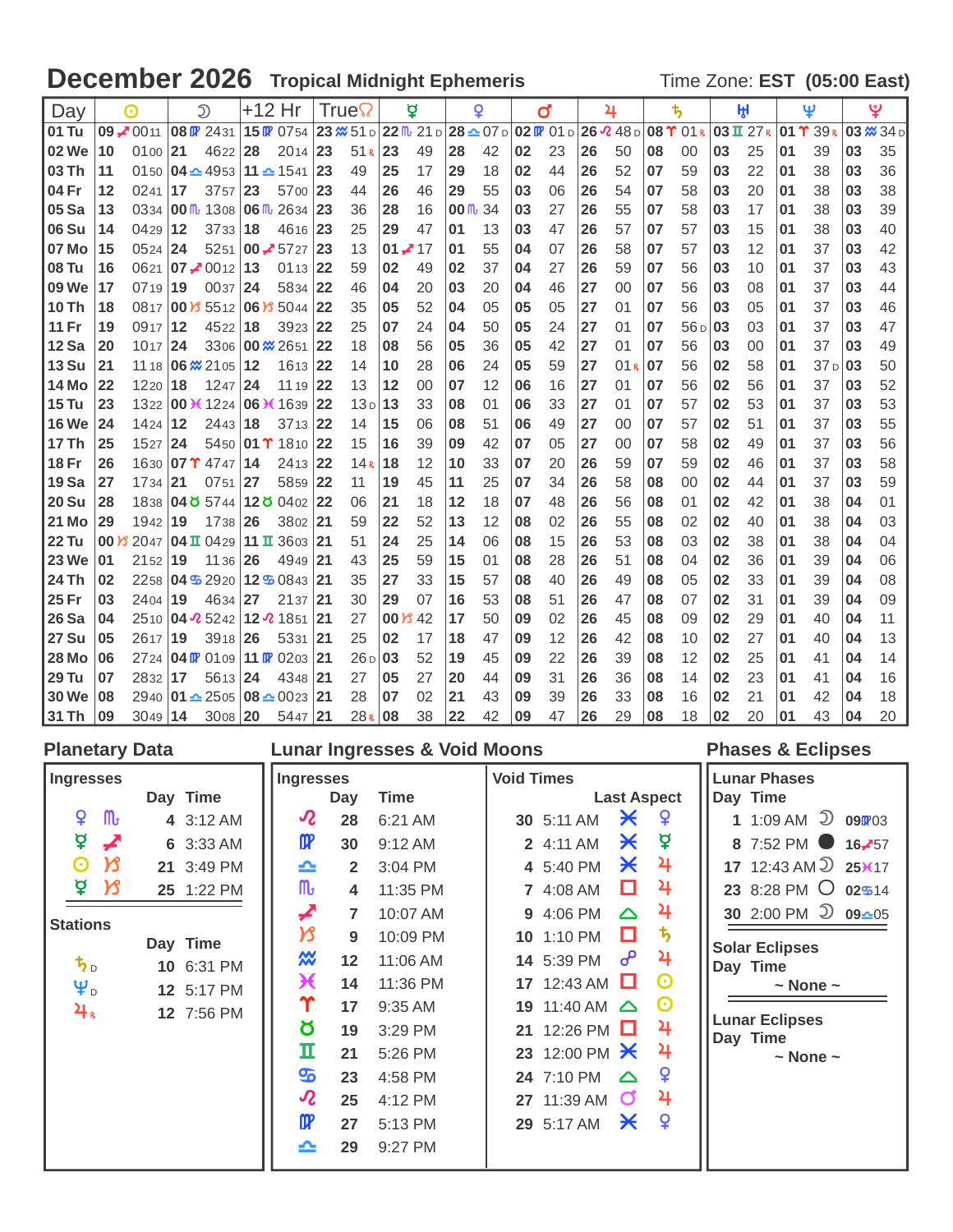# December 2026 Tropical Midnight Ephemeris

Time Zone: EST (05:00 East)

| Day | ☉ | ☽ | +12 Hr | True☊ | ☿ | ♀ | ♂ | ♃ | ♄ | ♅ | ♆ | ♇ |
|---|---|---|---|---|---|---|---|---|---|---|---|---|
| 01 Tu | 09 ♐ 00 11 | 08 ♍ 24 31 | 15 ♍ 07 54 | 23 ♒ 51 D | 22 ♏ 21 D | 28 ♎ 07 D | 02 ♍ 01 D | 26 ♌ 48 D | 08 ♈ 01 R | 03 ♊ 27 R | 01 ♈ 39 R | 03 ♒ 34 D |
| 02 We | 10 01 00 | 21 46 22 | 28 20 14 | 23 51 R | 23 49 | 28 42 | 02 23 | 26 50 | 08 00 | 03 25 | 01 39 | 03 35 |
| 03 Th | 11 01 50 | 04 ♎ 49 53 | 11 ♎ 15 41 | 23 49 | 25 17 | 29 18 | 02 44 | 26 52 | 07 59 | 03 22 | 01 38 | 03 36 |
| 04 Fr | 12 02 41 | 17 37 57 | 23 57 00 | 23 44 | 26 46 | 29 55 | 03 06 | 26 54 | 07 58 | 03 20 | 01 38 | 03 38 |
| 05 Sa | 13 03 34 | 00 ♏ 13 08 | 06 ♏ 26 34 | 23 36 | 28 16 | 00 ♏ 34 | 03 27 | 26 55 | 07 58 | 03 17 | 01 38 | 03 39 |
| 06 Su | 14 04 29 | 12 37 33 | 18 46 16 | 23 25 | 29 47 | 01 13 | 03 47 | 26 57 | 07 57 | 03 15 | 01 38 | 03 40 |
| 07 Mo | 15 05 24 | 24 52 51 | 00 ♐ 57 27 | 23 13 | 01 ♐ 17 | 01 55 | 04 07 | 26 58 | 07 57 | 03 12 | 01 37 | 03 42 |
| 08 Tu | 16 06 21 | 07 ♐ 00 12 | 13 01 13 | 22 59 | 02 49 | 02 37 | 04 27 | 26 59 | 07 56 | 03 10 | 01 37 | 03 43 |
| 09 We | 17 07 19 | 19 00 37 | 24 58 34 | 22 46 | 04 20 | 03 20 | 04 46 | 27 00 | 07 56 | 03 08 | 01 37 | 03 44 |
| 10 Th | 18 08 17 | 00 ♑ 55 12 | 06 ♑ 50 44 | 22 35 | 05 52 | 04 05 | 05 05 | 27 01 | 07 56 | 03 05 | 01 37 | 03 46 |
| 11 Fr | 19 09 17 | 12 45 22 | 18 39 23 | 22 25 | 07 24 | 04 50 | 05 24 | 27 01 | 07 56 D | 03 03 | 01 37 | 03 47 |
| 12 Sa | 20 10 17 | 24 33 06 | 00 ♒ 26 51 | 22 18 | 08 56 | 05 36 | 05 42 | 27 01 | 07 56 | 03 00 | 01 37 | 03 49 |
| 13 Su | 21 11 18 | 06 ♒ 21 05 | 12 16 13 | 22 14 | 10 28 | 06 24 | 05 59 | 27 01 R | 07 56 | 02 58 | 01 37 D | 03 50 |
| 14 Mo | 22 12 20 | 18 12 47 | 24 11 19 | 22 13 | 12 00 | 07 12 | 06 16 | 27 01 | 07 56 | 02 56 | 01 37 | 03 52 |
| 15 Tu | 23 13 22 | 00 ♓ 12 24 | 06 ♓ 16 39 | 22 13 D | 13 33 | 08 01 | 06 33 | 27 01 | 07 57 | 02 53 | 01 37 | 03 53 |
| 16 We | 24 14 24 | 12 24 43 | 18 37 13 | 22 14 | 15 06 | 08 51 | 06 49 | 27 00 | 07 57 | 02 51 | 01 37 | 03 55 |
| 17 Th | 25 15 27 | 24 54 50 | 01 ♈ 18 10 | 22 15 | 16 39 | 09 42 | 07 05 | 27 00 | 07 58 | 02 49 | 01 37 | 03 56 |
| 18 Fr | 26 16 30 | 07 ♈ 47 47 | 14 24 13 | 22 14 R | 18 12 | 10 33 | 07 20 | 26 59 | 07 59 | 02 46 | 01 37 | 03 58 |
| 19 Sa | 27 17 34 | 21 07 51 | 27 58 59 | 22 11 | 19 45 | 11 25 | 07 34 | 26 58 | 08 00 | 02 44 | 01 37 | 03 59 |
| 20 Su | 28 18 38 | 04 ♉ 57 44 | 12 ♉ 04 02 | 22 06 | 21 18 | 12 18 | 07 48 | 26 56 | 08 01 | 02 42 | 01 38 | 04 01 |
| 21 Mo | 29 19 42 | 19 17 38 | 26 38 02 | 21 59 | 22 52 | 13 12 | 08 02 | 26 55 | 08 02 | 02 40 | 01 38 | 04 03 |
| 22 Tu | 00 ♑ 20 47 | 04 ♊ 04 29 | 11 ♊ 36 03 | 21 51 | 24 25 | 14 06 | 08 15 | 26 53 | 08 03 | 02 38 | 01 38 | 04 04 |
| 23 We | 01 21 52 | 19 11 36 | 26 49 49 | 21 43 | 25 59 | 15 01 | 08 28 | 26 51 | 08 04 | 02 36 | 01 39 | 04 06 |
| 24 Th | 02 22 58 | 04 ♋ 29 20 | 12 ♋ 08 43 | 21 35 | 27 33 | 15 57 | 08 40 | 26 49 | 08 05 | 02 33 | 01 39 | 04 08 |
| 25 Fr | 03 24 04 | 19 46 34 | 27 21 37 | 21 30 | 29 07 | 16 53 | 08 51 | 26 47 | 08 07 | 02 31 | 01 39 | 04 09 |
| 26 Sa | 04 25 10 | 04 ♌ 52 42 | 12 ♌ 18 51 | 21 27 | 00 ♑ 42 | 17 50 | 09 02 | 26 45 | 08 09 | 02 29 | 01 40 | 04 11 |
| 27 Su | 05 26 17 | 19 39 18 | 26 53 31 | 21 25 | 02 17 | 18 47 | 09 12 | 26 42 | 08 10 | 02 27 | 01 40 | 04 13 |
| 28 Mo | 06 27 24 | 04 ♍ 01 09 | 11 ♍ 02 03 | 21 26 D | 03 52 | 19 45 | 09 22 | 26 39 | 08 12 | 02 25 | 01 41 | 04 14 |
| 29 Tu | 07 28 32 | 17 56 13 | 24 43 48 | 21 27 | 05 27 | 20 44 | 09 31 | 26 36 | 08 14 | 02 23 | 01 41 | 04 16 |
| 30 We | 08 29 40 | 01 ♎ 25 05 | 08 ♎ 00 23 | 21 28 | 07 02 | 21 43 | 09 39 | 26 33 | 08 16 | 02 21 | 01 42 | 04 18 |
| 31 Th | 09 30 49 | 14 30 08 | 20 54 47 | 21 28 R | 08 38 | 22 42 | 09 47 | 26 29 | 08 18 | 02 20 | 01 43 | 04 20 |

## Planetary Data

### Ingresses

| | | Day | Time |
|---|---|---|---|
| ♀ | ♏ | 4 | 3:12 AM |
| ☿ | ♐ | 6 | 3:33 AM |
| ☉ | ♑ | 21 | 3:49 PM |
| ☿ | ♑ | 25 | 1:22 PM |

### Stations

| | Day | Time |
|---|---|---|
| ♄ D | 10 | 6:31 PM |
| ♆ D | 12 | 5:17 PM |
| ♃ R | 12 | 7:56 PM |

## Lunar Ingresses & Void Moons

| Ingresses | Day | Time | Void Times | Last Aspect | |
|---|---|---|---|---|---|
| ♌ | 28 | 6:21 AM | 30 5:11 AM | ⚹ | ♀ |
| ♍ | 30 | 9:12 AM | 2 4:11 AM | ⚹ | ☿ |
| ♎ | 2 | 3:04 PM | 4 5:40 PM | ⚹ | ♃ |
| ♏ | 4 | 11:35 PM | 7 4:08 AM | □ | ♃ |
| ♐ | 7 | 10:07 AM | 9 4:06 PM | △ | ♃ |
| ♑ | 9 | 10:09 PM | 10 1:10 PM | □ | ♄ |
| ♒ | 12 | 11:06 AM | 14 5:39 PM | ☍ | ♃ |
| ♓ | 14 | 11:36 PM | 17 12:43 AM | □ | ☉ |
| ♈ | 17 | 9:35 AM | 19 11:40 AM | △ | ☉ |
| ♉ | 19 | 3:29 PM | 21 12:26 PM | □ | ♃ |
| ♊ | 21 | 5:26 PM | 23 12:00 PM | ⚹ | ♃ |
| ♋ | 23 | 4:58 PM | 24 7:10 PM | △ | ♀ |
| ♌ | 25 | 4:12 PM | 27 11:39 AM | ♂ | ♃ |
| ♍ | 27 | 5:13 PM | 29 5:17 AM | ⚹ | ♀ |
| ♎ | 29 | 9:27 PM | | | |

## Phases & Eclipses

### Lunar Phases

| Day | Time | Phase | Position |
|---|---|---|---|
| 1 | 1:09 AM | ☽ | 09 ♍ 03 |
| 8 | 7:52 PM | ● | 16 ♐ 57 |
| 17 | 12:43 AM | ☽ | 25 ♓ 17 |
| 23 | 8:28 PM | ○ | 02 ♋ 14 |
| 30 | 2:00 PM | ☽ | 09 ♎ 05 |

### Solar Eclipses

Day Time

~ None ~

### Lunar Eclipses

Day Time

~ None ~